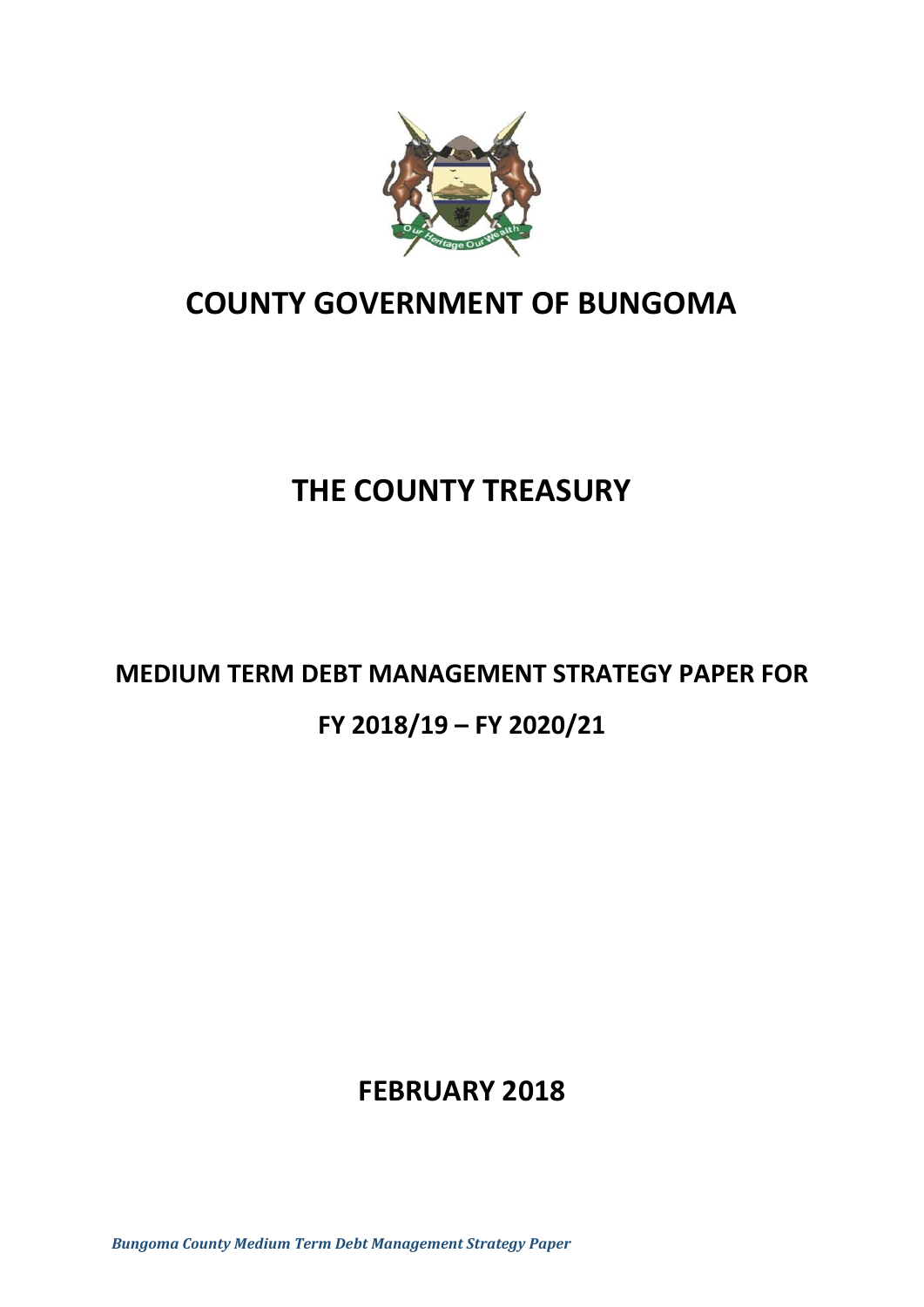# COUNTY GOVERNMENT OF BUNGOMA

# THE COUNTY TREASURY

## MEDIUM TERM DEBT MANAGEMENT STRATEGY PAPER FOR FY 2018/19 – FY 2020/21

## FEBRUARY 2018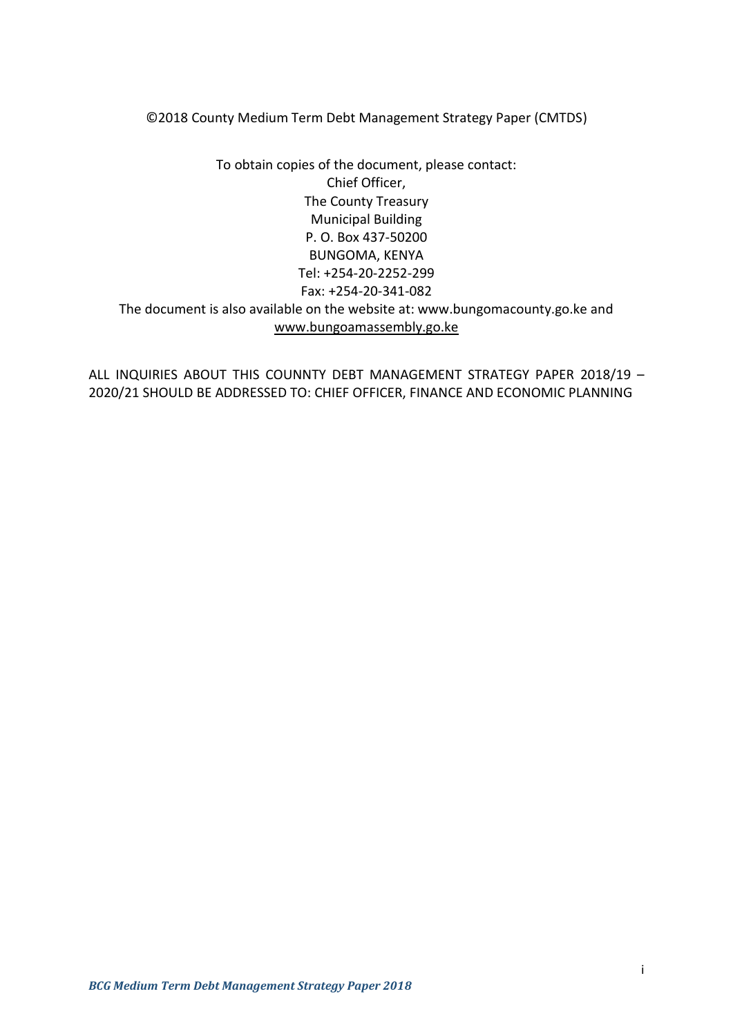©2018 County Medium Term Debt Management Strategy Paper (CMTDS)

To obtain copies of the document, please contact:
Chief Officer,
The County Treasury
Municipal Building
P. O. Box 437-50200
BUNGOMA, KENYA
Tel: +254-20-2252-299
Fax: +254-20-341-082
The document is also available on the website at: www.bungomacounty.go.ke and www.bungoamassembly.go.ke

ALL INQUIRIES ABOUT THIS COUNNTY DEBT MANAGEMENT STRATEGY PAPER 2018/19 – 2020/21 SHOULD BE ADDRESSED TO: CHIEF OFFICER, FINANCE AND ECONOMIC PLANNING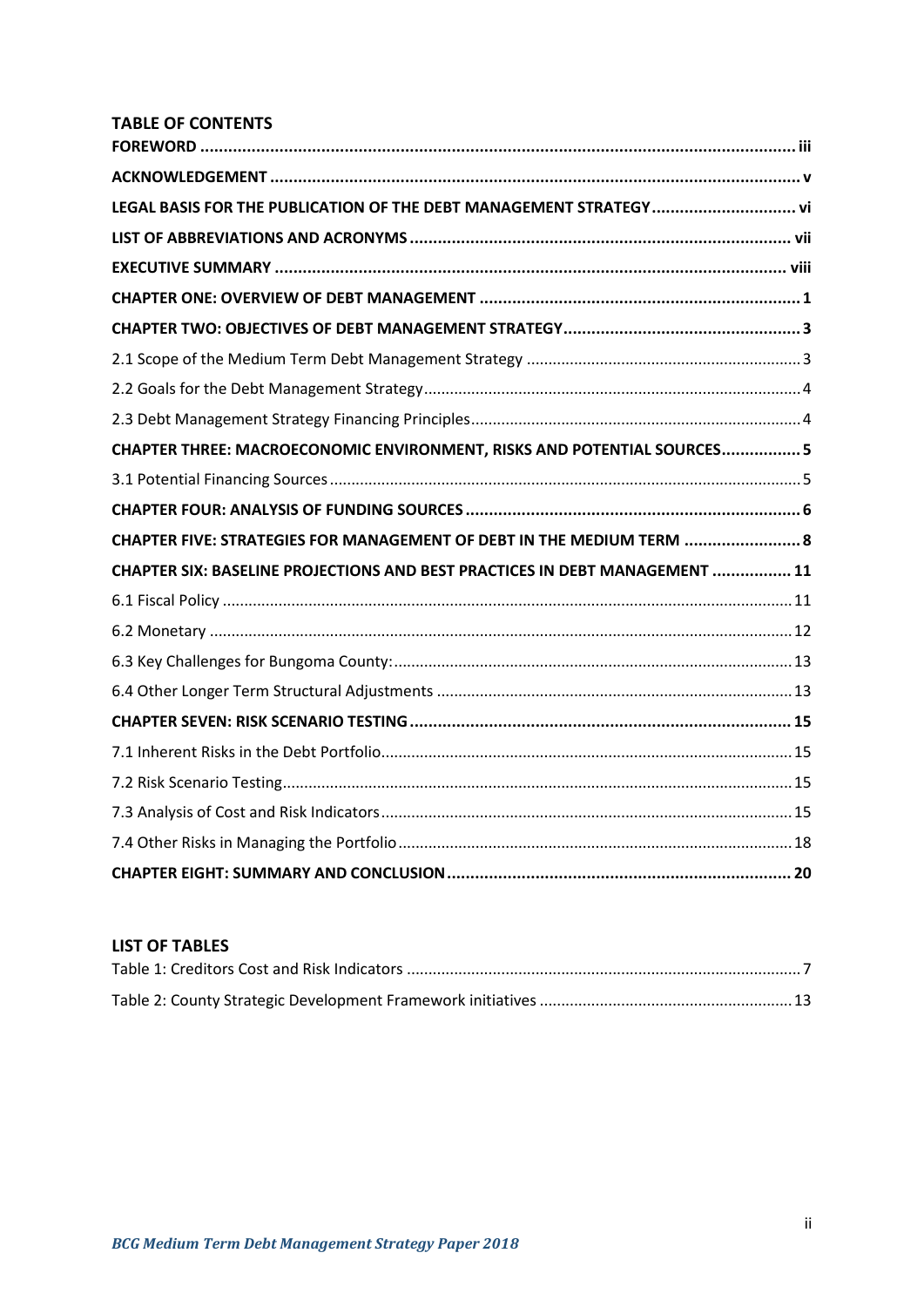## TABLE OF CONTENTS

**FOREWORD** ..... iii

**ACKNOWLEDGEMENT** ..... v

**LEGAL BASIS FOR THE PUBLICATION OF THE DEBT MANAGEMENT STRATEGY** ..... vi

**LIST OF ABBREVIATIONS AND ACRONYMS** ..... vii

**EXECUTIVE SUMMARY** ..... viii

**CHAPTER ONE: OVERVIEW OF DEBT MANAGEMENT** ..... 1

**CHAPTER TWO: OBJECTIVES OF DEBT MANAGEMENT STRATEGY** ..... 3

2.1 Scope of the Medium Term Debt Management Strategy ..... 3

2.2 Goals for the Debt Management Strategy ..... 4

2.3 Debt Management Strategy Financing Principles ..... 4

**CHAPTER THREE: MACROECONOMIC ENVIRONMENT, RISKS AND POTENTIAL SOURCES** ..... 5

3.1 Potential Financing Sources ..... 5

**CHAPTER FOUR: ANALYSIS OF FUNDING SOURCES** ..... 6

**CHAPTER FIVE: STRATEGIES FOR MANAGEMENT OF DEBT IN THE MEDIUM TERM** ..... 8

**CHAPTER SIX: BASELINE PROJECTIONS AND BEST PRACTICES IN DEBT MANAGEMENT** ..... 11

6.1 Fiscal Policy ..... 11

6.2 Monetary ..... 12

6.3 Key Challenges for Bungoma County: ..... 13

6.4 Other Longer Term Structural Adjustments ..... 13

**CHAPTER SEVEN: RISK SCENARIO TESTING** ..... 15

7.1 Inherent Risks in the Debt Portfolio ..... 15

7.2 Risk Scenario Testing ..... 15

7.3 Analysis of Cost and Risk Indicators ..... 15

7.4 Other Risks in Managing the Portfolio ..... 18

**CHAPTER EIGHT: SUMMARY AND CONCLUSION** ..... 20

## LIST OF TABLES

Table 1: Creditors Cost and Risk Indicators ..... 7

Table 2: County Strategic Development Framework initiatives ..... 13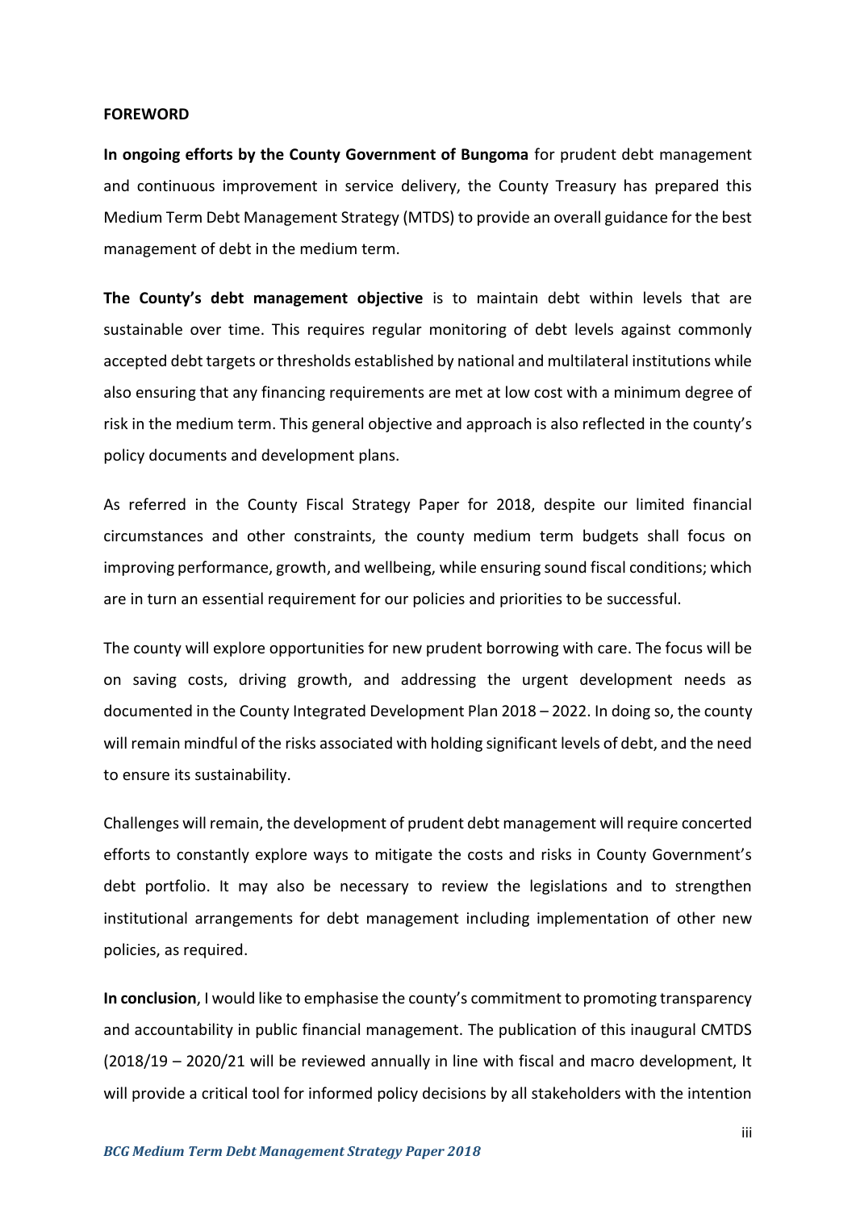**FOREWORD**

**In ongoing efforts by the County Government of Bungoma** for prudent debt management and continuous improvement in service delivery, the County Treasury has prepared this Medium Term Debt Management Strategy (MTDS) to provide an overall guidance for the best management of debt in the medium term.

**The County's debt management objective** is to maintain debt within levels that are sustainable over time. This requires regular monitoring of debt levels against commonly accepted debt targets or thresholds established by national and multilateral institutions while also ensuring that any financing requirements are met at low cost with a minimum degree of risk in the medium term. This general objective and approach is also reflected in the county's policy documents and development plans.

As referred in the County Fiscal Strategy Paper for 2018, despite our limited financial circumstances and other constraints, the county medium term budgets shall focus on improving performance, growth, and wellbeing, while ensuring sound fiscal conditions; which are in turn an essential requirement for our policies and priorities to be successful.

The county will explore opportunities for new prudent borrowing with care. The focus will be on saving costs, driving growth, and addressing the urgent development needs as documented in the County Integrated Development Plan 2018 – 2022. In doing so, the county will remain mindful of the risks associated with holding significant levels of debt, and the need to ensure its sustainability.

Challenges will remain, the development of prudent debt management will require concerted efforts to constantly explore ways to mitigate the costs and risks in County Government's debt portfolio. It may also be necessary to review the legislations and to strengthen institutional arrangements for debt management including implementation of other new policies, as required.

**In conclusion**, I would like to emphasise the county's commitment to promoting transparency and accountability in public financial management. The publication of this inaugural CMTDS (2018/19 – 2020/21 will be reviewed annually in line with fiscal and macro development, It will provide a critical tool for informed policy decisions by all stakeholders with the intention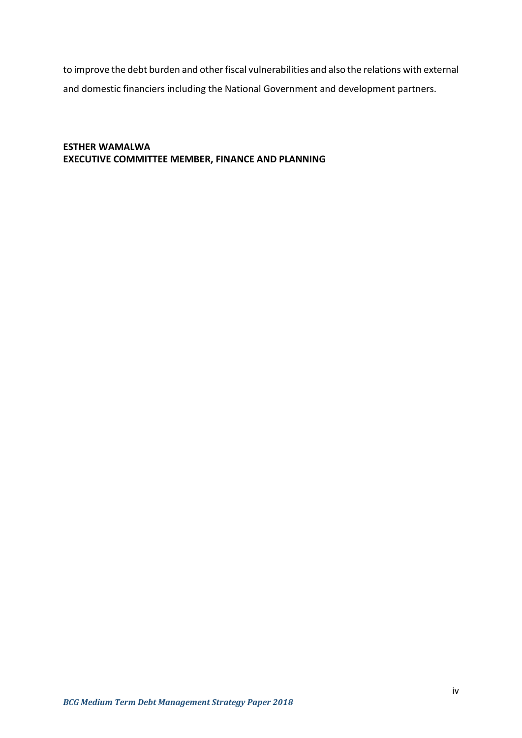to improve the debt burden and other fiscal vulnerabilities and also the relations with external and domestic financiers including the National Government and development partners.

**ESTHER WAMALWA**
**EXECUTIVE COMMITTEE MEMBER, FINANCE AND PLANNING**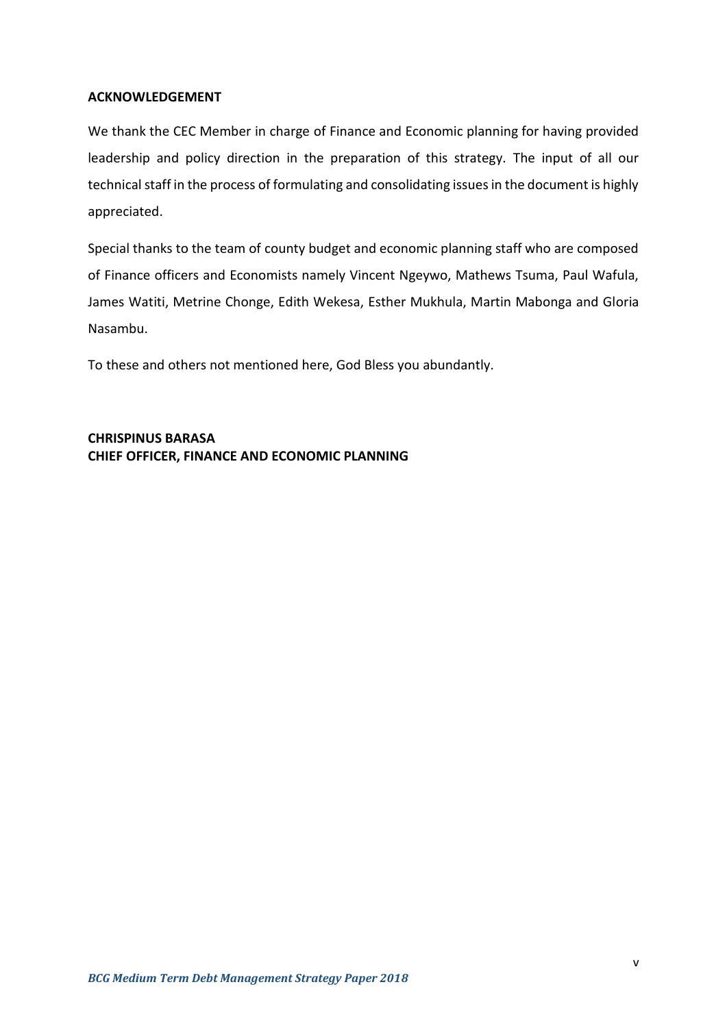## ACKNOWLEDGEMENT

We thank the CEC Member in charge of Finance and Economic planning for having provided leadership and policy direction in the preparation of this strategy. The input of all our technical staff in the process of formulating and consolidating issues in the document is highly appreciated.

Special thanks to the team of county budget and economic planning staff who are composed of Finance officers and Economists namely Vincent Ngeywo, Mathews Tsuma, Paul Wafula, James Watiti, Metrine Chonge, Edith Wekesa, Esther Mukhula, Martin Mabonga and Gloria Nasambu.

To these and others not mentioned here, God Bless you abundantly.

**CHRISPINUS BARASA**
**CHIEF OFFICER, FINANCE AND ECONOMIC PLANNING**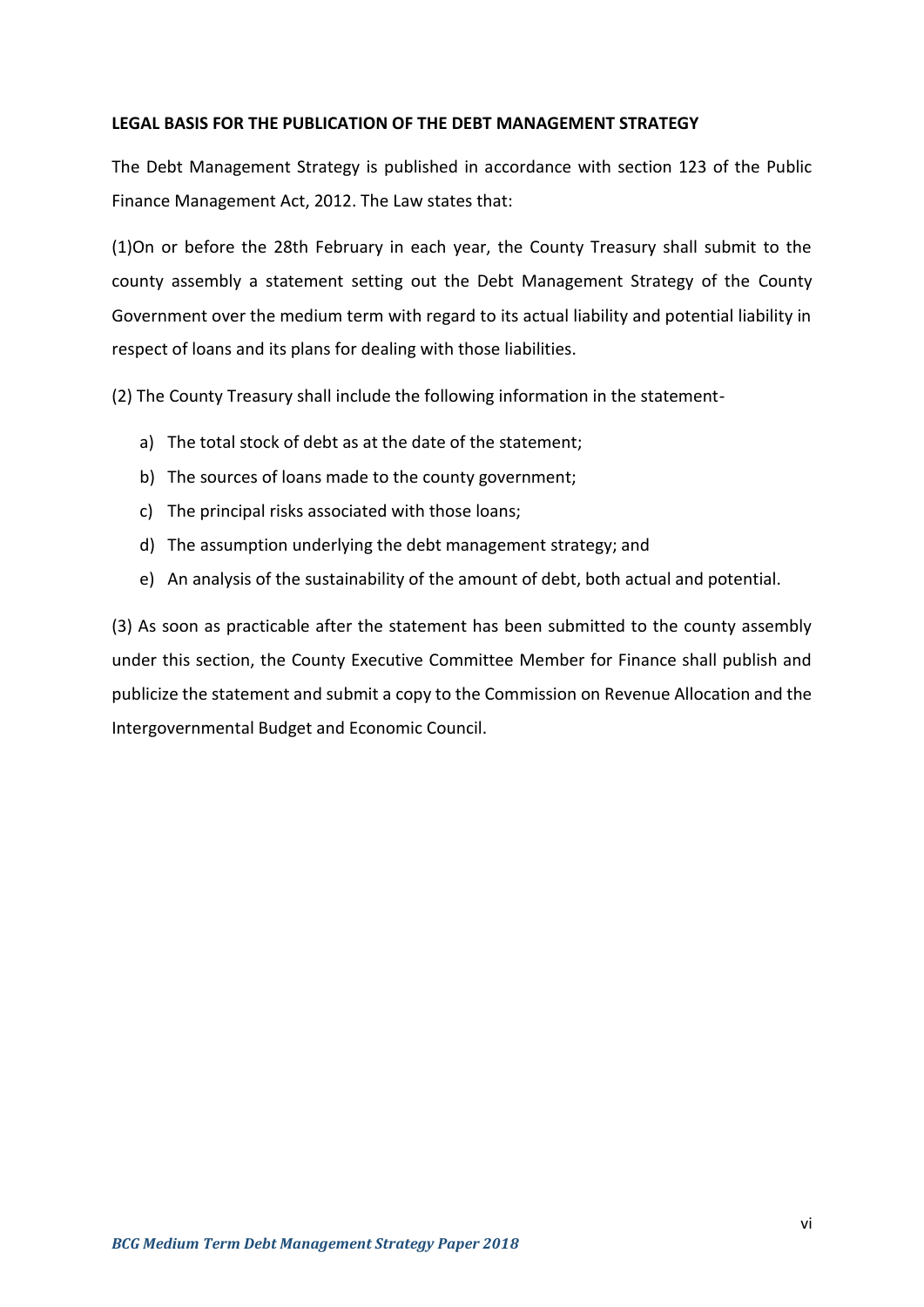**LEGAL BASIS FOR THE PUBLICATION OF THE DEBT MANAGEMENT STRATEGY**

The Debt Management Strategy is published in accordance with section 123 of the Public Finance Management Act, 2012. The Law states that:

(1)On or before the 28th February in each year, the County Treasury shall submit to the county assembly a statement setting out the Debt Management Strategy of the County Government over the medium term with regard to its actual liability and potential liability in respect of loans and its plans for dealing with those liabilities.

(2) The County Treasury shall include the following information in the statement-

a) The total stock of debt as at the date of the statement;
b) The sources of loans made to the county government;
c) The principal risks associated with those loans;
d) The assumption underlying the debt management strategy; and
e) An analysis of the sustainability of the amount of debt, both actual and potential.

(3) As soon as practicable after the statement has been submitted to the county assembly under this section, the County Executive Committee Member for Finance shall publish and publicize the statement and submit a copy to the Commission on Revenue Allocation and the Intergovernmental Budget and Economic Council.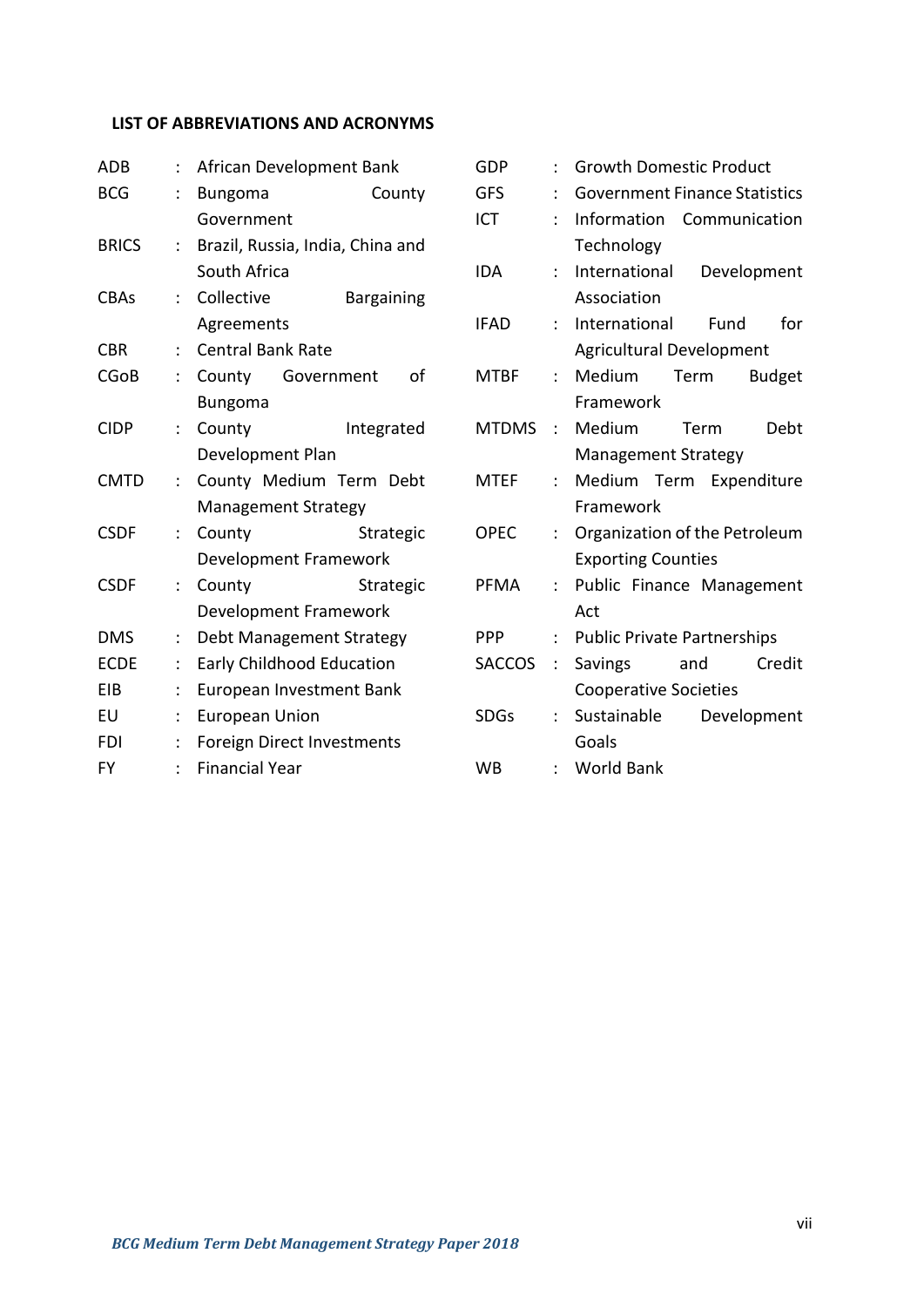## LIST OF ABBREVIATIONS AND ACRONYMS

| | | |
|---|---|---|
| ADB | : | African Development Bank |
| BCG | : | Bungoma County Government |
| BRICS | : | Brazil, Russia, India, China and South Africa |
| CBAs | : | Collective Bargaining Agreements |
| CBR | : | Central Bank Rate |
| CGoB | : | County Government of Bungoma |
| CIDP | : | County Integrated Development Plan |
| CMTD | : | County Medium Term Debt Management Strategy |
| CSDF | : | County Strategic Development Framework |
| CSDF | : | County Strategic Development Framework |
| DMS | : | Debt Management Strategy |
| ECDE | : | Early Childhood Education |
| EIB | : | European Investment Bank |
| EU | : | European Union |
| FDI | : | Foreign Direct Investments |
| FY | : | Financial Year |
| GDP | : | Growth Domestic Product |
| GFS | : | Government Finance Statistics |
| ICT | : | Information Communication Technology |
| IDA | : | International Development Association |
| IFAD | : | International Fund for Agricultural Development |
| MTBF | : | Medium Term Budget Framework |
| MTDMS | : | Medium Term Debt Management Strategy |
| MTEF | : | Medium Term Expenditure Framework |
| OPEC | : | Organization of the Petroleum Exporting Counties |
| PFMA | : | Public Finance Management Act |
| PPP | : | Public Private Partnerships |
| SACCOS | : | Savings and Credit Cooperative Societies |
| SDGs | : | Sustainable Development Goals |
| WB | : | World Bank |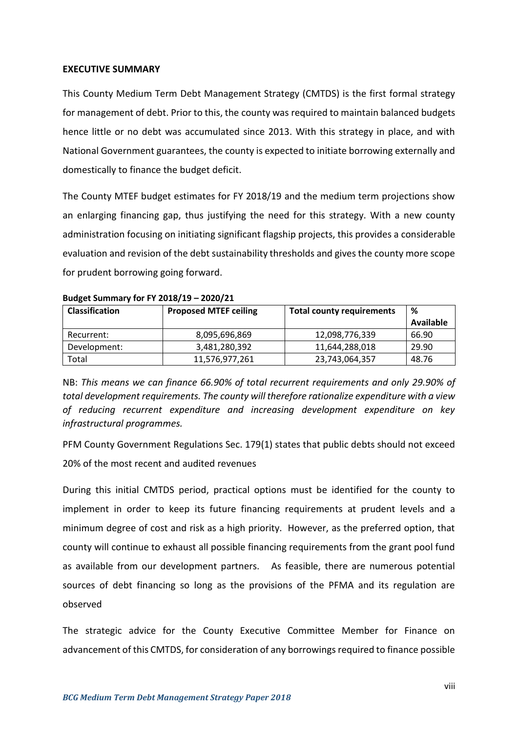## EXECUTIVE SUMMARY

This County Medium Term Debt Management Strategy (CMTDS) is the first formal strategy for management of debt. Prior to this, the county was required to maintain balanced budgets hence little or no debt was accumulated since 2013. With this strategy in place, and with National Government guarantees, the county is expected to initiate borrowing externally and domestically to finance the budget deficit.

The County MTEF budget estimates for FY 2018/19 and the medium term projections show an enlarging financing gap, thus justifying the need for this strategy. With a new county administration focusing on initiating significant flagship projects, this provides a considerable evaluation and revision of the debt sustainability thresholds and gives the county more scope for prudent borrowing going forward.

**Budget Summary for FY 2018/19 – 2020/21**

| Classification | Proposed MTEF ceiling | Total county requirements | % Available |
|---|---|---|---|
| Recurrent: | 8,095,696,869 | 12,098,776,339 | 66.90 |
| Development: | 3,481,280,392 | 11,644,288,018 | 29.90 |
| Total | 11,576,977,261 | 23,743,064,357 | 48.76 |

NB: *This means we can finance 66.90% of total recurrent requirements and only 29.90% of total development requirements. The county will therefore rationalize expenditure with a view of reducing recurrent expenditure and increasing development expenditure on key infrastructural programmes.*

PFM County Government Regulations Sec. 179(1) states that public debts should not exceed 20% of the most recent and audited revenues

During this initial CMTDS period, practical options must be identified for the county to implement in order to keep its future financing requirements at prudent levels and a minimum degree of cost and risk as a high priority. However, as the preferred option, that county will continue to exhaust all possible financing requirements from the grant pool fund as available from our development partners. As feasible, there are numerous potential sources of debt financing so long as the provisions of the PFMA and its regulation are observed

The strategic advice for the County Executive Committee Member for Finance on advancement of this CMTDS, for consideration of any borrowings required to finance possible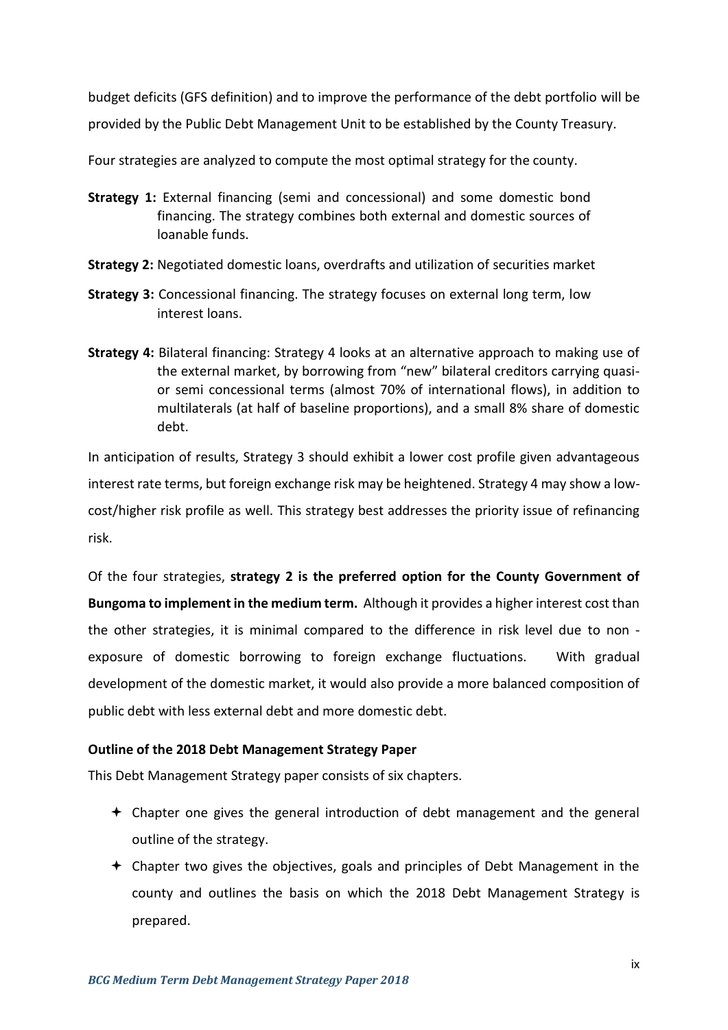budget deficits (GFS definition) and to improve the performance of the debt portfolio will be provided by the Public Debt Management Unit to be established by the County Treasury.

Four strategies are analyzed to compute the most optimal strategy for the county.

**Strategy 1:** External financing (semi and concessional) and some domestic bond financing. The strategy combines both external and domestic sources of loanable funds.

**Strategy 2:** Negotiated domestic loans, overdrafts and utilization of securities market

**Strategy 3:** Concessional financing. The strategy focuses on external long term, low interest loans.

**Strategy 4:** Bilateral financing: Strategy 4 looks at an alternative approach to making use of the external market, by borrowing from "new" bilateral creditors carrying quasi- or semi concessional terms (almost 70% of international flows), in addition to multilaterals (at half of baseline proportions), and a small 8% share of domestic debt.

In anticipation of results, Strategy 3 should exhibit a lower cost profile given advantageous interest rate terms, but foreign exchange risk may be heightened. Strategy 4 may show a low-cost/higher risk profile as well. This strategy best addresses the priority issue of refinancing risk.

Of the four strategies, **strategy 2 is the preferred option for the County Government of Bungoma to implement in the medium term.** Although it provides a higher interest cost than the other strategies, it is minimal compared to the difference in risk level due to non - exposure of domestic borrowing to foreign exchange fluctuations. With gradual development of the domestic market, it would also provide a more balanced composition of public debt with less external debt and more domestic debt.

**Outline of the 2018 Debt Management Strategy Paper**

This Debt Management Strategy paper consists of six chapters.

- Chapter one gives the general introduction of debt management and the general outline of the strategy.
- Chapter two gives the objectives, goals and principles of Debt Management in the county and outlines the basis on which the 2018 Debt Management Strategy is prepared.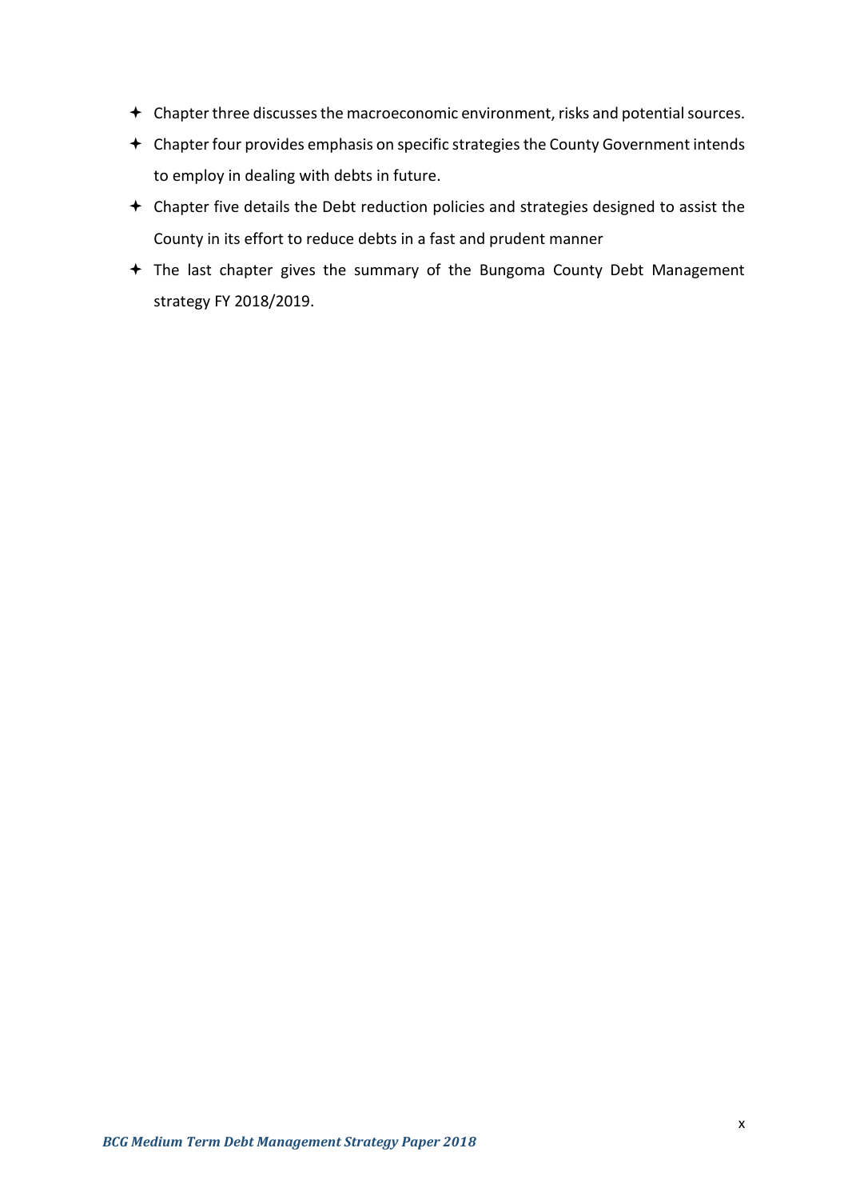- Chapter three discusses the macroeconomic environment, risks and potential sources.
- Chapter four provides emphasis on specific strategies the County Government intends to employ in dealing with debts in future.
- Chapter five details the Debt reduction policies and strategies designed to assist the County in its effort to reduce debts in a fast and prudent manner
- The last chapter gives the summary of the Bungoma County Debt Management strategy FY 2018/2019.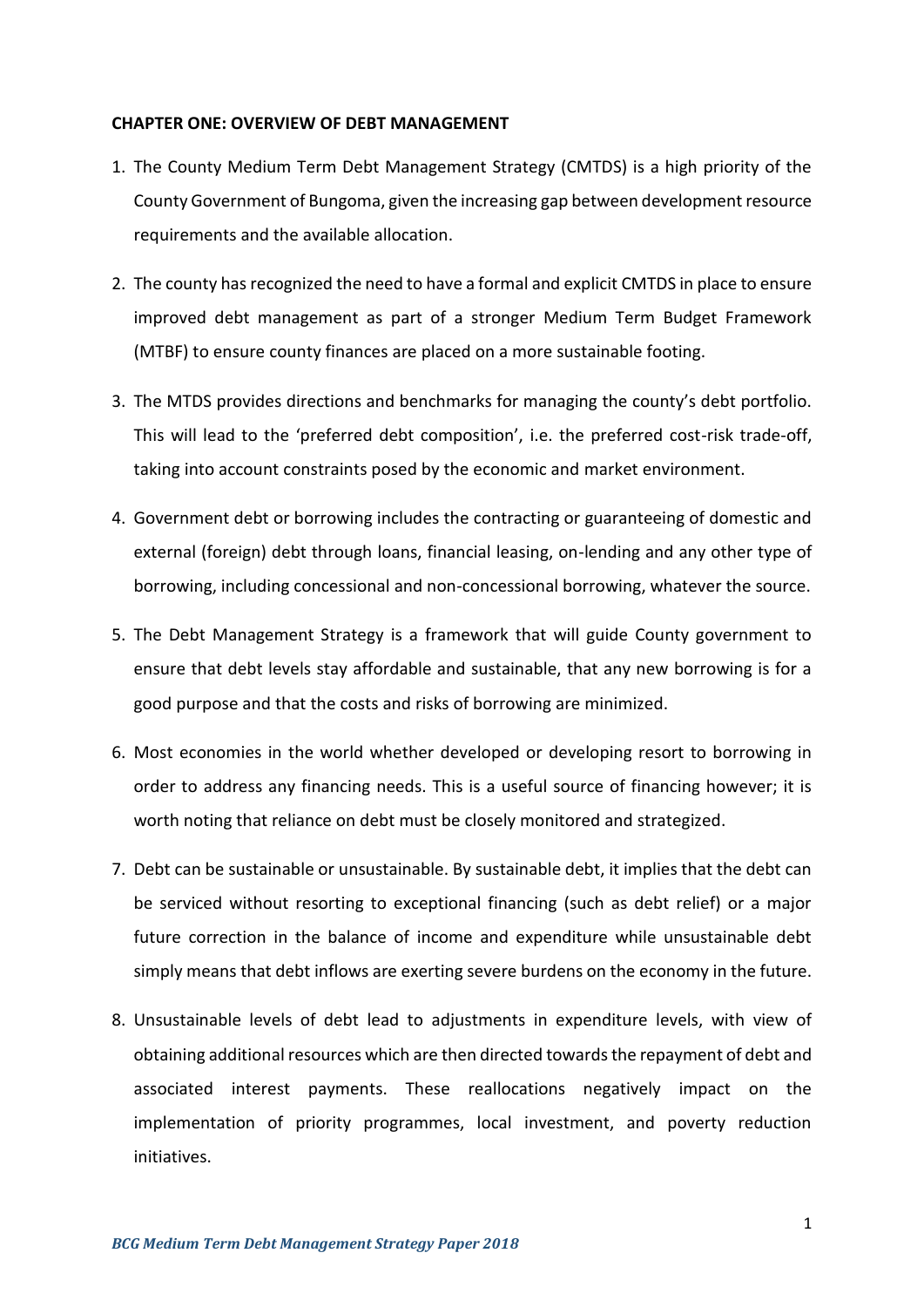**CHAPTER ONE: OVERVIEW OF DEBT MANAGEMENT**

1. The County Medium Term Debt Management Strategy (CMTDS) is a high priority of the County Government of Bungoma, given the increasing gap between development resource requirements and the available allocation.

2. The county has recognized the need to have a formal and explicit CMTDS in place to ensure improved debt management as part of a stronger Medium Term Budget Framework (MTBF) to ensure county finances are placed on a more sustainable footing.

3. The MTDS provides directions and benchmarks for managing the county's debt portfolio. This will lead to the 'preferred debt composition', i.e. the preferred cost-risk trade-off, taking into account constraints posed by the economic and market environment.

4. Government debt or borrowing includes the contracting or guaranteeing of domestic and external (foreign) debt through loans, financial leasing, on-lending and any other type of borrowing, including concessional and non-concessional borrowing, whatever the source.

5. The Debt Management Strategy is a framework that will guide County government to ensure that debt levels stay affordable and sustainable, that any new borrowing is for a good purpose and that the costs and risks of borrowing are minimized.

6. Most economies in the world whether developed or developing resort to borrowing in order to address any financing needs. This is a useful source of financing however; it is worth noting that reliance on debt must be closely monitored and strategized.

7. Debt can be sustainable or unsustainable. By sustainable debt, it implies that the debt can be serviced without resorting to exceptional financing (such as debt relief) or a major future correction in the balance of income and expenditure while unsustainable debt simply means that debt inflows are exerting severe burdens on the economy in the future.

8. Unsustainable levels of debt lead to adjustments in expenditure levels, with view of obtaining additional resources which are then directed towards the repayment of debt and associated interest payments. These reallocations negatively impact on the implementation of priority programmes, local investment, and poverty reduction initiatives.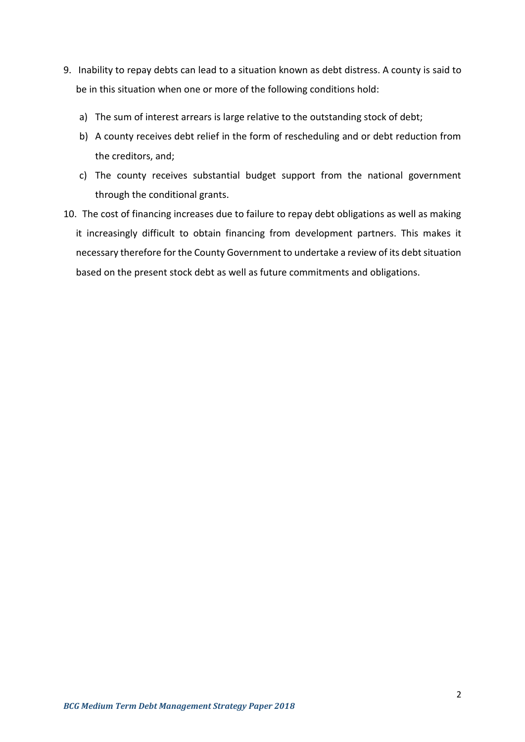9. Inability to repay debts can lead to a situation known as debt distress. A county is said to be in this situation when one or more of the following conditions hold:

   a) The sum of interest arrears is large relative to the outstanding stock of debt;

   b) A county receives debt relief in the form of rescheduling and or debt reduction from the creditors, and;

   c) The county receives substantial budget support from the national government through the conditional grants.

10. The cost of financing increases due to failure to repay debt obligations as well as making it increasingly difficult to obtain financing from development partners. This makes it necessary therefore for the County Government to undertake a review of its debt situation based on the present stock debt as well as future commitments and obligations.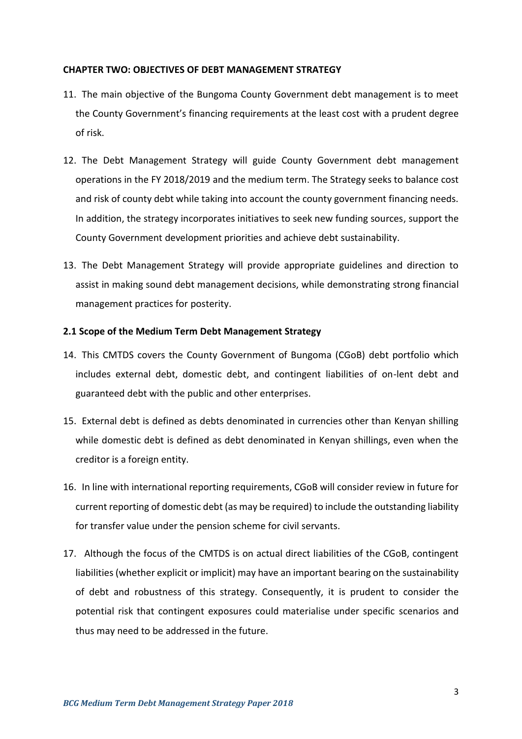**CHAPTER TWO: OBJECTIVES OF DEBT MANAGEMENT STRATEGY**

11. The main objective of the Bungoma County Government debt management is to meet the County Government's financing requirements at the least cost with a prudent degree of risk.

12. The Debt Management Strategy will guide County Government debt management operations in the FY 2018/2019 and the medium term. The Strategy seeks to balance cost and risk of county debt while taking into account the county government financing needs. In addition, the strategy incorporates initiatives to seek new funding sources, support the County Government development priorities and achieve debt sustainability.

13. The Debt Management Strategy will provide appropriate guidelines and direction to assist in making sound debt management decisions, while demonstrating strong financial management practices for posterity.

**2.1 Scope of the Medium Term Debt Management Strategy**

14. This CMTDS covers the County Government of Bungoma (CGoB) debt portfolio which includes external debt, domestic debt, and contingent liabilities of on-lent debt and guaranteed debt with the public and other enterprises.

15. External debt is defined as debts denominated in currencies other than Kenyan shilling while domestic debt is defined as debt denominated in Kenyan shillings, even when the creditor is a foreign entity.

16. In line with international reporting requirements, CGoB will consider review in future for current reporting of domestic debt (as may be required) to include the outstanding liability for transfer value under the pension scheme for civil servants.

17. Although the focus of the CMTDS is on actual direct liabilities of the CGoB, contingent liabilities (whether explicit or implicit) may have an important bearing on the sustainability of debt and robustness of this strategy. Consequently, it is prudent to consider the potential risk that contingent exposures could materialise under specific scenarios and thus may need to be addressed in the future.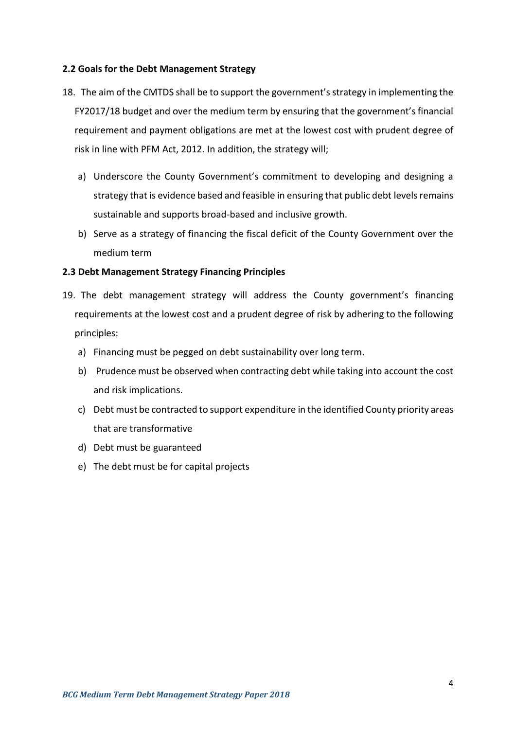### 2.2 Goals for the Debt Management Strategy

18. The aim of the CMTDS shall be to support the government's strategy in implementing the FY2017/18 budget and over the medium term by ensuring that the government's financial requirement and payment obligations are met at the lowest cost with prudent degree of risk in line with PFM Act, 2012. In addition, the strategy will;

    a) Underscore the County Government's commitment to developing and designing a strategy that is evidence based and feasible in ensuring that public debt levels remains sustainable and supports broad-based and inclusive growth.

    b) Serve as a strategy of financing the fiscal deficit of the County Government over the medium term

### 2.3 Debt Management Strategy Financing Principles

19. The debt management strategy will address the County government's financing requirements at the lowest cost and a prudent degree of risk by adhering to the following principles:

    a) Financing must be pegged on debt sustainability over long term.

    b) Prudence must be observed when contracting debt while taking into account the cost and risk implications.

    c) Debt must be contracted to support expenditure in the identified County priority areas that are transformative

    d) Debt must be guaranteed

    e) The debt must be for capital projects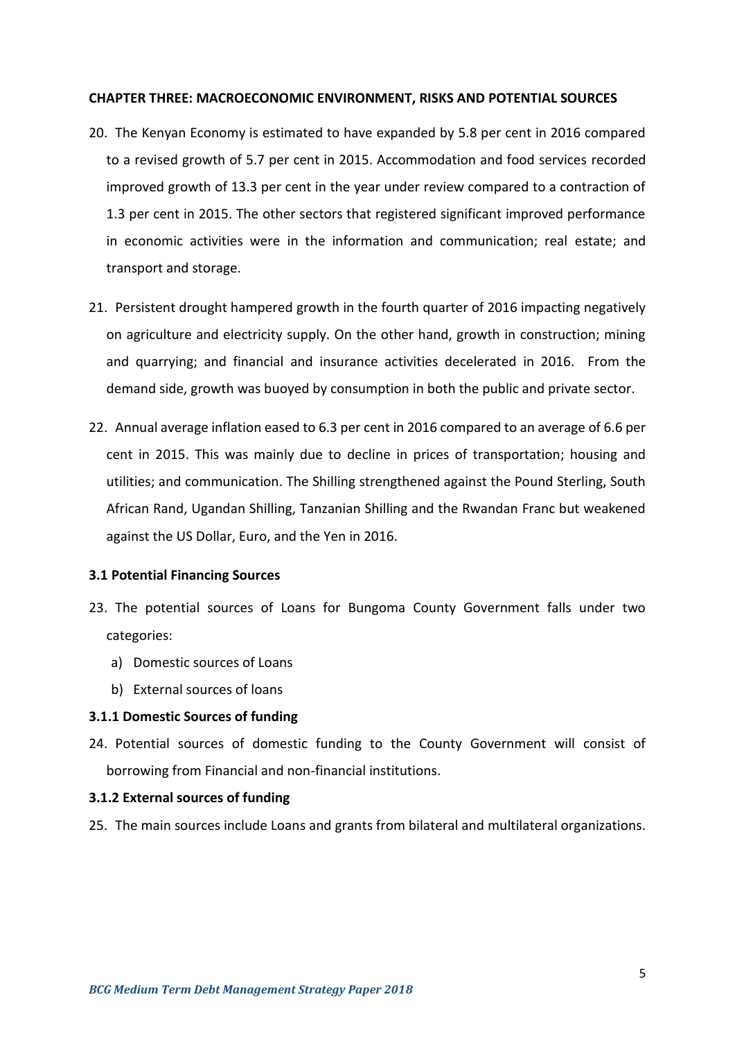## CHAPTER THREE: MACROECONOMIC ENVIRONMENT, RISKS AND POTENTIAL SOURCES

20. The Kenyan Economy is estimated to have expanded by 5.8 per cent in 2016 compared to a revised growth of 5.7 per cent in 2015. Accommodation and food services recorded improved growth of 13.3 per cent in the year under review compared to a contraction of 1.3 per cent in 2015. The other sectors that registered significant improved performance in economic activities were in the information and communication; real estate; and transport and storage.

21. Persistent drought hampered growth in the fourth quarter of 2016 impacting negatively on agriculture and electricity supply. On the other hand, growth in construction; mining and quarrying; and financial and insurance activities decelerated in 2016. From the demand side, growth was buoyed by consumption in both the public and private sector.

22. Annual average inflation eased to 6.3 per cent in 2016 compared to an average of 6.6 per cent in 2015. This was mainly due to decline in prices of transportation; housing and utilities; and communication. The Shilling strengthened against the Pound Sterling, South African Rand, Ugandan Shilling, Tanzanian Shilling and the Rwandan Franc but weakened against the US Dollar, Euro, and the Yen in 2016.

### 3.1 Potential Financing Sources

23. The potential sources of Loans for Bungoma County Government falls under two categories:
    a) Domestic sources of Loans
    b) External sources of loans

#### 3.1.1 Domestic Sources of funding

24. Potential sources of domestic funding to the County Government will consist of borrowing from Financial and non-financial institutions.

#### 3.1.2 External sources of funding

25. The main sources include Loans and grants from bilateral and multilateral organizations.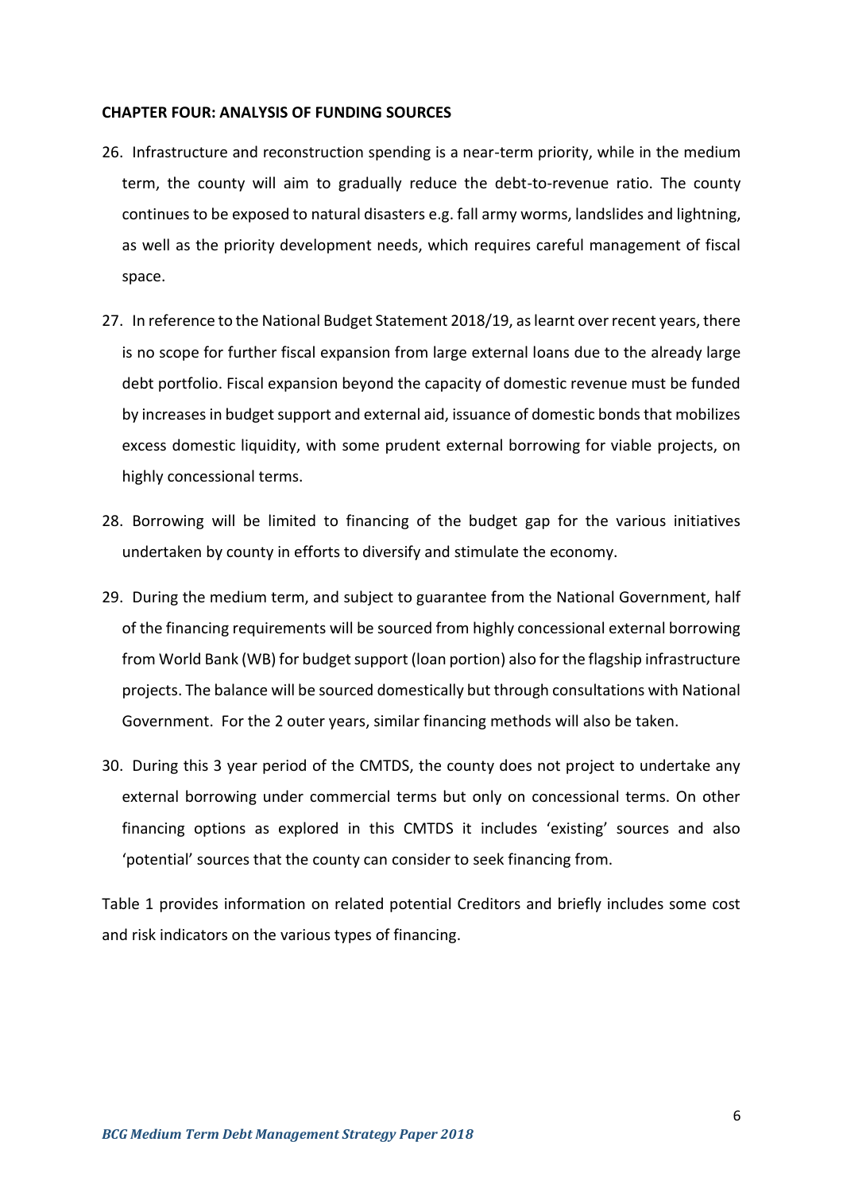**CHAPTER FOUR: ANALYSIS OF FUNDING SOURCES**

26. Infrastructure and reconstruction spending is a near-term priority, while in the medium term, the county will aim to gradually reduce the debt-to-revenue ratio. The county continues to be exposed to natural disasters e.g. fall army worms, landslides and lightning, as well as the priority development needs, which requires careful management of fiscal space.

27. In reference to the National Budget Statement 2018/19, as learnt over recent years, there is no scope for further fiscal expansion from large external loans due to the already large debt portfolio. Fiscal expansion beyond the capacity of domestic revenue must be funded by increases in budget support and external aid, issuance of domestic bonds that mobilizes excess domestic liquidity, with some prudent external borrowing for viable projects, on highly concessional terms.

28. Borrowing will be limited to financing of the budget gap for the various initiatives undertaken by county in efforts to diversify and stimulate the economy.

29. During the medium term, and subject to guarantee from the National Government, half of the financing requirements will be sourced from highly concessional external borrowing from World Bank (WB) for budget support (loan portion) also for the flagship infrastructure projects. The balance will be sourced domestically but through consultations with National Government. For the 2 outer years, similar financing methods will also be taken.

30. During this 3 year period of the CMTDS, the county does not project to undertake any external borrowing under commercial terms but only on concessional terms. On other financing options as explored in this CMTDS it includes 'existing' sources and also 'potential' sources that the county can consider to seek financing from.

Table 1 provides information on related potential Creditors and briefly includes some cost and risk indicators on the various types of financing.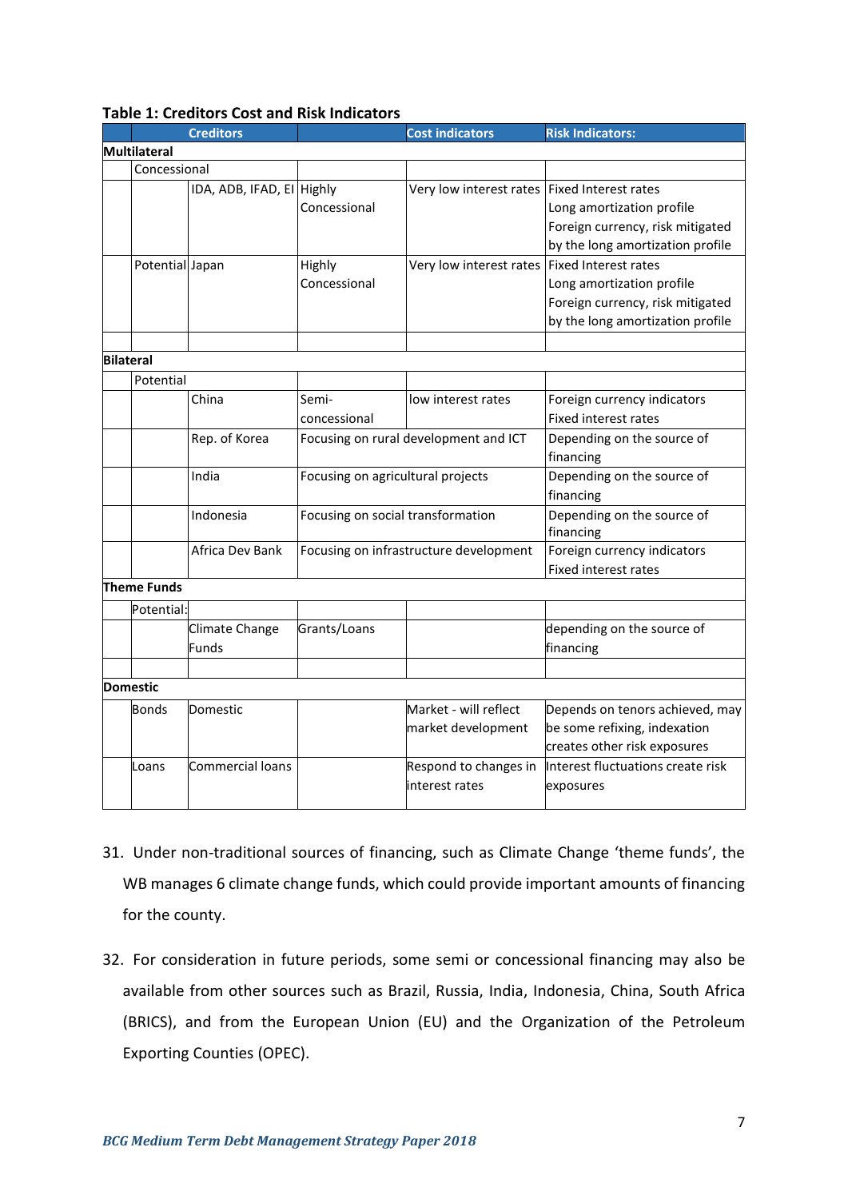**Table 1: Creditors Cost and Risk Indicators**

| | Creditors | | | Cost indicators | Risk Indicators: |
|---|---|---|---|---|---|
| **Multilateral** | | | | | |
| | Concessional | | | | |
| | | IDA, ADB, IFAD, EI | Highly Concessional | Very low interest rates | Fixed Interest rates<br>Long amortization profile<br>Foreign currency, risk mitigated by the long amortization profile |
| | Potential | Japan | Highly Concessional | Very low interest rates | Fixed Interest rates<br>Long amortization profile<br>Foreign currency, risk mitigated by the long amortization profile |
| | | | | | |
| **Bilateral** | | | | | |
| | Potential | | | | |
| | | China | Semi-concessional | low interest rates | Foreign currency indicators<br>Fixed interest rates |
| | | Rep. of Korea | Focusing on rural development and ICT | | Depending on the source of financing |
| | | India | Focusing on agricultural projects | | Depending on the source of financing |
| | | Indonesia | Focusing on social transformation | | Depending on the source of financing |
| | | Africa Dev Bank | Focusing on infrastructure development | | Foreign currency indicators<br>Fixed interest rates |
| **Theme Funds** | | | | | |
| | Potential: | | | | |
| | | Climate Change Funds | Grants/Loans | | depending on the source of financing |
| | | | | | |
| **Domestic** | | | | | |
| | Bonds | Domestic | | Market - will reflect market development | Depends on tenors achieved, may be some refixing, indexation creates other risk exposures |
| | Loans | Commercial loans | | Respond to changes in interest rates | Interest fluctuations create risk exposures |

31. Under non-traditional sources of financing, such as Climate Change 'theme funds', the WB manages 6 climate change funds, which could provide important amounts of financing for the county.

32. For consideration in future periods, some semi or concessional financing may also be available from other sources such as Brazil, Russia, India, Indonesia, China, South Africa (BRICS), and from the European Union (EU) and the Organization of the Petroleum Exporting Counties (OPEC).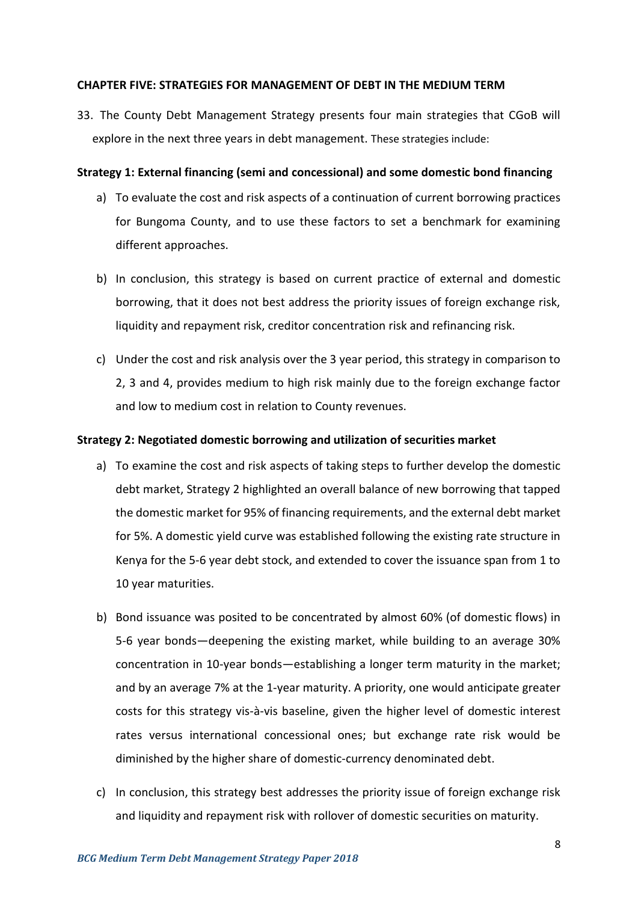**CHAPTER FIVE: STRATEGIES FOR MANAGEMENT OF DEBT IN THE MEDIUM TERM**

33. The County Debt Management Strategy presents four main strategies that CGoB will explore in the next three years in debt management. These strategies include:

**Strategy 1: External financing (semi and concessional) and some domestic bond financing**

a) To evaluate the cost and risk aspects of a continuation of current borrowing practices for Bungoma County, and to use these factors to set a benchmark for examining different approaches.

b) In conclusion, this strategy is based on current practice of external and domestic borrowing, that it does not best address the priority issues of foreign exchange risk, liquidity and repayment risk, creditor concentration risk and refinancing risk.

c) Under the cost and risk analysis over the 3 year period, this strategy in comparison to 2, 3 and 4, provides medium to high risk mainly due to the foreign exchange factor and low to medium cost in relation to County revenues.

**Strategy 2: Negotiated domestic borrowing and utilization of securities market**

a) To examine the cost and risk aspects of taking steps to further develop the domestic debt market, Strategy 2 highlighted an overall balance of new borrowing that tapped the domestic market for 95% of financing requirements, and the external debt market for 5%. A domestic yield curve was established following the existing rate structure in Kenya for the 5-6 year debt stock, and extended to cover the issuance span from 1 to 10 year maturities.

b) Bond issuance was posited to be concentrated by almost 60% (of domestic flows) in 5-6 year bonds—deepening the existing market, while building to an average 30% concentration in 10-year bonds—establishing a longer term maturity in the market; and by an average 7% at the 1-year maturity. A priority, one would anticipate greater costs for this strategy vis-à-vis baseline, given the higher level of domestic interest rates versus international concessional ones; but exchange rate risk would be diminished by the higher share of domestic-currency denominated debt.

c) In conclusion, this strategy best addresses the priority issue of foreign exchange risk and liquidity and repayment risk with rollover of domestic securities on maturity.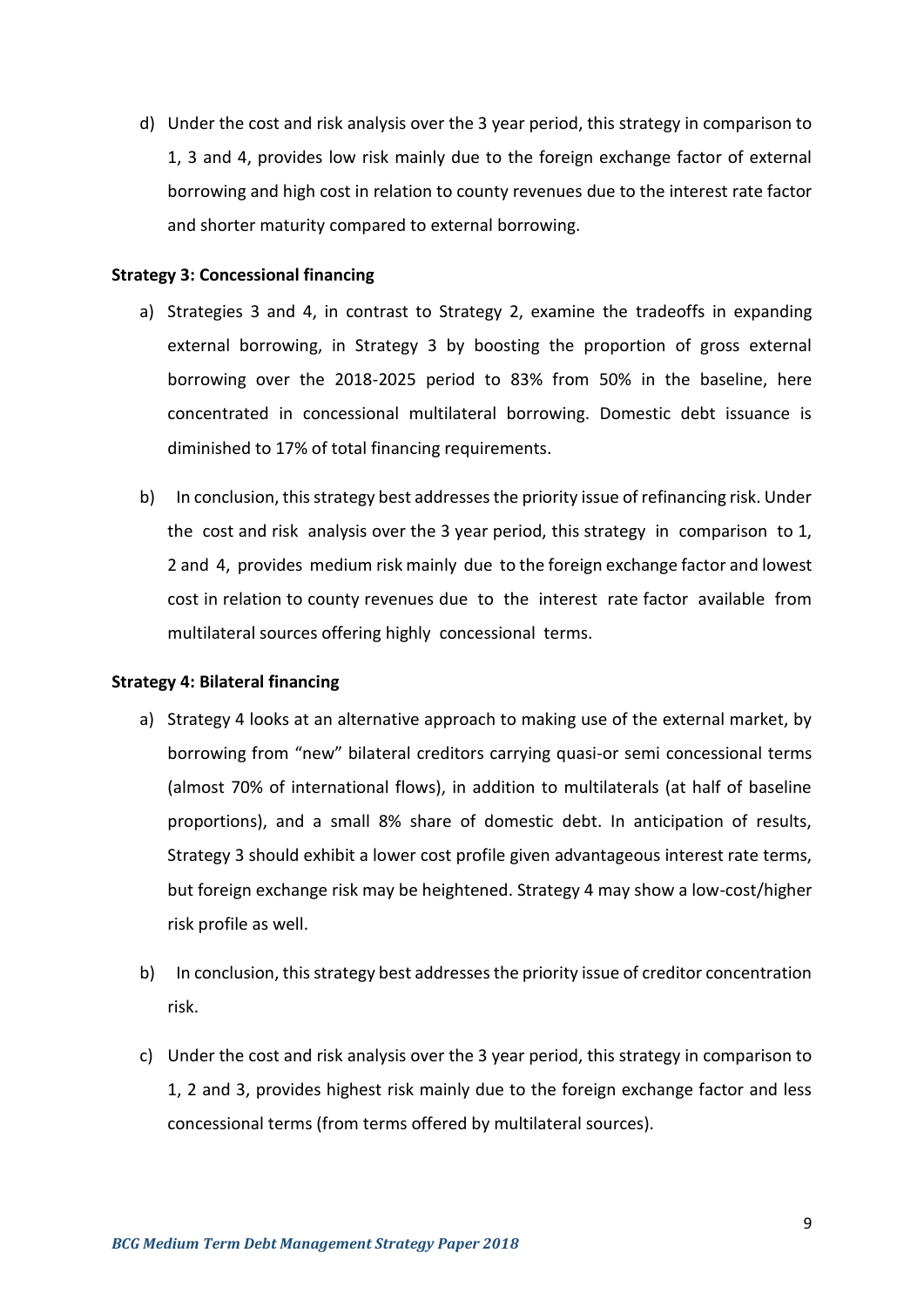d) Under the cost and risk analysis over the 3 year period, this strategy in comparison to 1, 3 and 4, provides low risk mainly due to the foreign exchange factor of external borrowing and high cost in relation to county revenues due to the interest rate factor and shorter maturity compared to external borrowing.

**Strategy 3: Concessional financing**

a) Strategies 3 and 4, in contrast to Strategy 2, examine the tradeoffs in expanding external borrowing, in Strategy 3 by boosting the proportion of gross external borrowing over the 2018-2025 period to 83% from 50% in the baseline, here concentrated in concessional multilateral borrowing. Domestic debt issuance is diminished to 17% of total financing requirements.

b) In conclusion, this strategy best addresses the priority issue of refinancing risk. Under the cost and risk analysis over the 3 year period, this strategy in comparison to 1, 2 and 4, provides medium risk mainly due to the foreign exchange factor and lowest cost in relation to county revenues due to the interest rate factor available from multilateral sources offering highly concessional terms.

**Strategy 4: Bilateral financing**

a) Strategy 4 looks at an alternative approach to making use of the external market, by borrowing from "new" bilateral creditors carrying quasi-or semi concessional terms (almost 70% of international flows), in addition to multilaterals (at half of baseline proportions), and a small 8% share of domestic debt. In anticipation of results, Strategy 3 should exhibit a lower cost profile given advantageous interest rate terms, but foreign exchange risk may be heightened. Strategy 4 may show a low-cost/higher risk profile as well.

b) In conclusion, this strategy best addresses the priority issue of creditor concentration risk.

c) Under the cost and risk analysis over the 3 year period, this strategy in comparison to 1, 2 and 3, provides highest risk mainly due to the foreign exchange factor and less concessional terms (from terms offered by multilateral sources).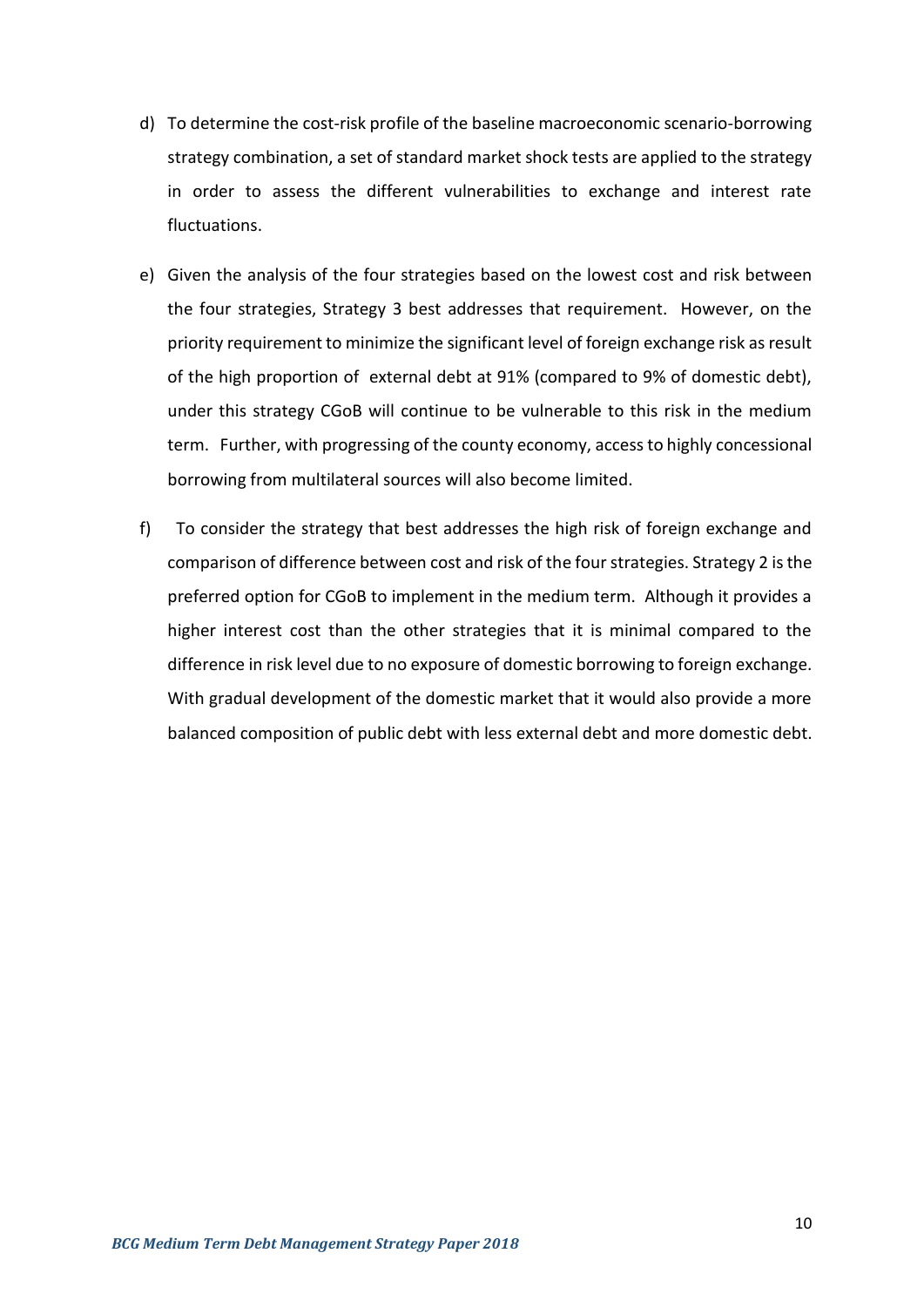d) To determine the cost-risk profile of the baseline macroeconomic scenario-borrowing strategy combination, a set of standard market shock tests are applied to the strategy in order to assess the different vulnerabilities to exchange and interest rate fluctuations.

e) Given the analysis of the four strategies based on the lowest cost and risk between the four strategies, Strategy 3 best addresses that requirement. However, on the priority requirement to minimize the significant level of foreign exchange risk as result of the high proportion of external debt at 91% (compared to 9% of domestic debt), under this strategy CGoB will continue to be vulnerable to this risk in the medium term. Further, with progressing of the county economy, access to highly concessional borrowing from multilateral sources will also become limited.

f) To consider the strategy that best addresses the high risk of foreign exchange and comparison of difference between cost and risk of the four strategies. Strategy 2 is the preferred option for CGoB to implement in the medium term. Although it provides a higher interest cost than the other strategies that it is minimal compared to the difference in risk level due to no exposure of domestic borrowing to foreign exchange. With gradual development of the domestic market that it would also provide a more balanced composition of public debt with less external debt and more domestic debt.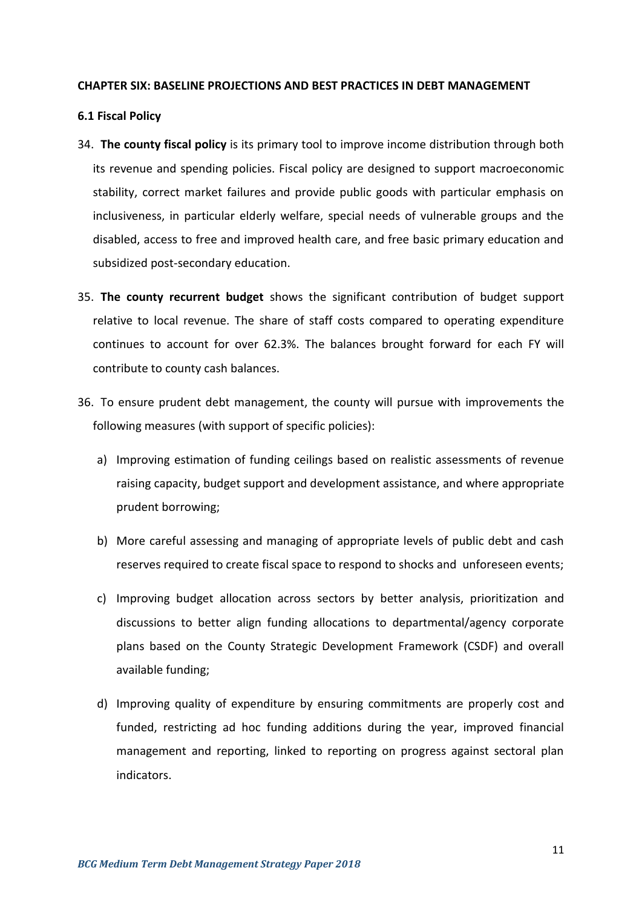## CHAPTER SIX: BASELINE PROJECTIONS AND BEST PRACTICES IN DEBT MANAGEMENT

### 6.1 Fiscal Policy

34. **The county fiscal policy** is its primary tool to improve income distribution through both its revenue and spending policies. Fiscal policy are designed to support macroeconomic stability, correct market failures and provide public goods with particular emphasis on inclusiveness, in particular elderly welfare, special needs of vulnerable groups and the disabled, access to free and improved health care, and free basic primary education and subsidized post-secondary education.

35. **The county recurrent budget** shows the significant contribution of budget support relative to local revenue. The share of staff costs compared to operating expenditure continues to account for over 62.3%. The balances brought forward for each FY will contribute to county cash balances.

36. To ensure prudent debt management, the county will pursue with improvements the following measures (with support of specific policies):

    a) Improving estimation of funding ceilings based on realistic assessments of revenue raising capacity, budget support and development assistance, and where appropriate prudent borrowing;

    b) More careful assessing and managing of appropriate levels of public debt and cash reserves required to create fiscal space to respond to shocks and unforeseen events;

    c) Improving budget allocation across sectors by better analysis, prioritization and discussions to better align funding allocations to departmental/agency corporate plans based on the County Strategic Development Framework (CSDF) and overall available funding;

    d) Improving quality of expenditure by ensuring commitments are properly cost and funded, restricting ad hoc funding additions during the year, improved financial management and reporting, linked to reporting on progress against sectoral plan indicators.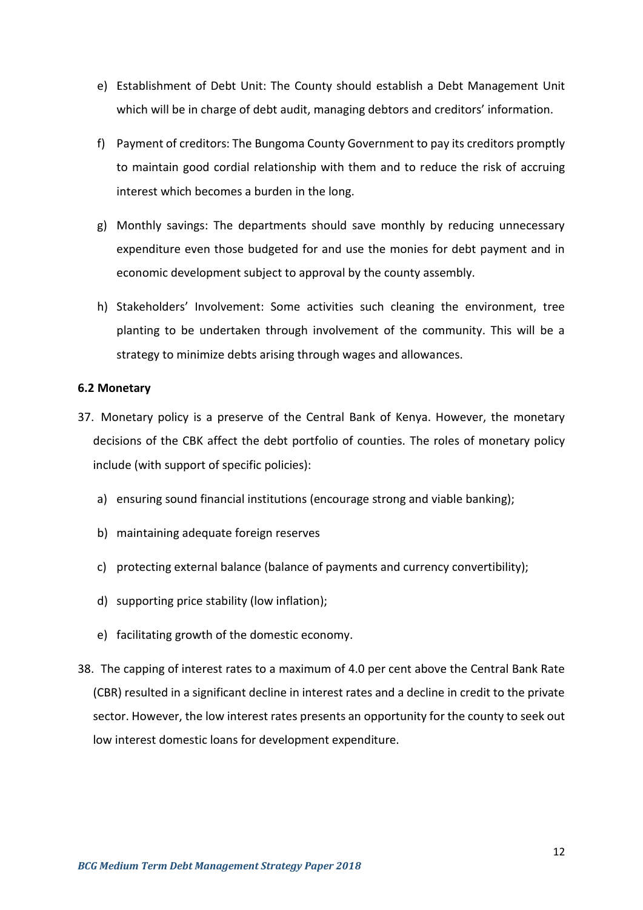e) Establishment of Debt Unit: The County should establish a Debt Management Unit which will be in charge of debt audit, managing debtors and creditors' information.

f) Payment of creditors: The Bungoma County Government to pay its creditors promptly to maintain good cordial relationship with them and to reduce the risk of accruing interest which becomes a burden in the long.

g) Monthly savings: The departments should save monthly by reducing unnecessary expenditure even those budgeted for and use the monies for debt payment and in economic development subject to approval by the county assembly.

h) Stakeholders' Involvement: Some activities such cleaning the environment, tree planting to be undertaken through involvement of the community. This will be a strategy to minimize debts arising through wages and allowances.

### 6.2 Monetary

37. Monetary policy is a preserve of the Central Bank of Kenya. However, the monetary decisions of the CBK affect the debt portfolio of counties. The roles of monetary policy include (with support of specific policies):

   a) ensuring sound financial institutions (encourage strong and viable banking);

   b) maintaining adequate foreign reserves

   c) protecting external balance (balance of payments and currency convertibility);

   d) supporting price stability (low inflation);

   e) facilitating growth of the domestic economy.

38. The capping of interest rates to a maximum of 4.0 per cent above the Central Bank Rate (CBR) resulted in a significant decline in interest rates and a decline in credit to the private sector. However, the low interest rates presents an opportunity for the county to seek out low interest domestic loans for development expenditure.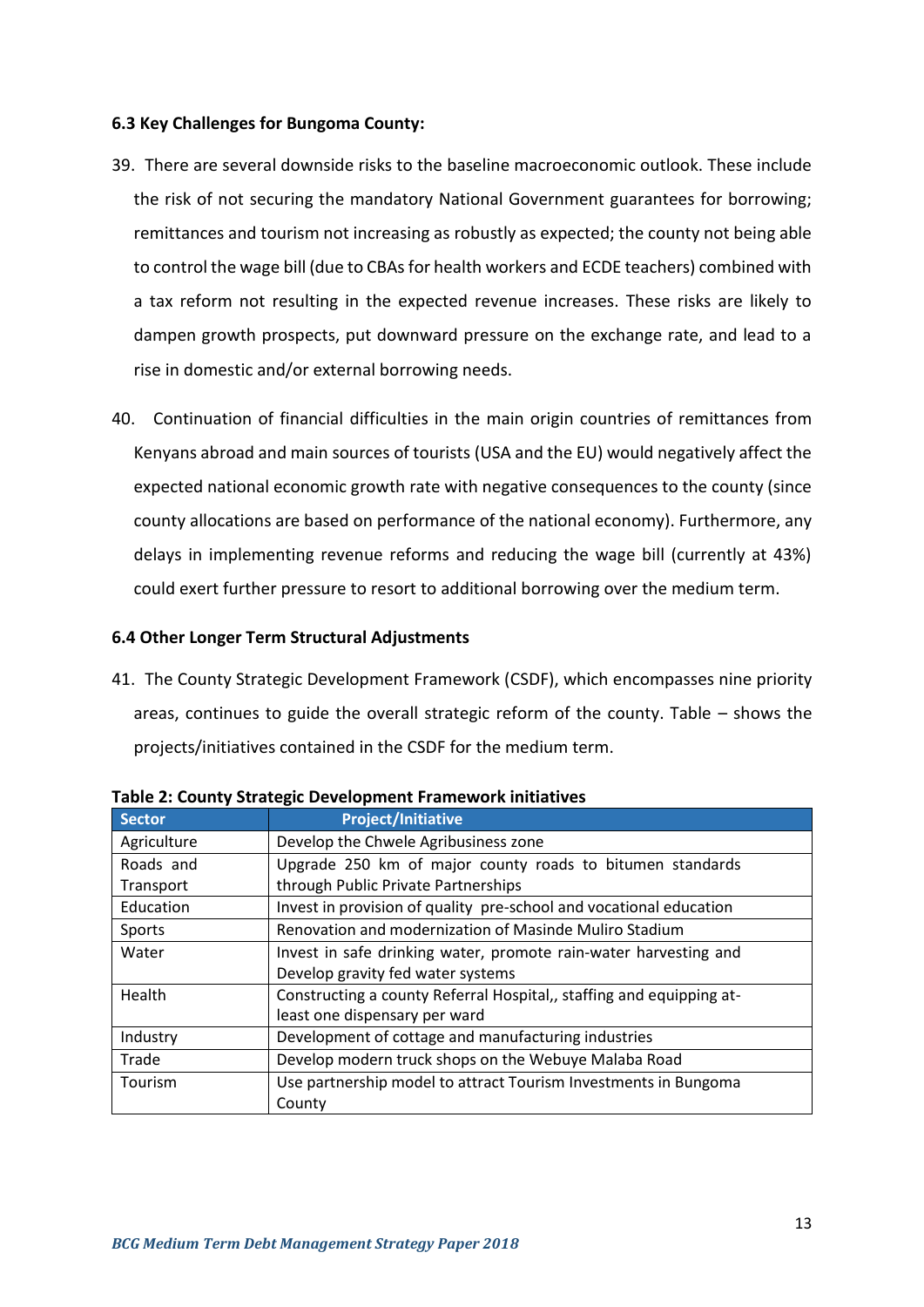### 6.3 Key Challenges for Bungoma County:

39. There are several downside risks to the baseline macroeconomic outlook. These include the risk of not securing the mandatory National Government guarantees for borrowing; remittances and tourism not increasing as robustly as expected; the county not being able to control the wage bill (due to CBAs for health workers and ECDE teachers) combined with a tax reform not resulting in the expected revenue increases. These risks are likely to dampen growth prospects, put downward pressure on the exchange rate, and lead to a rise in domestic and/or external borrowing needs.

40. Continuation of financial difficulties in the main origin countries of remittances from Kenyans abroad and main sources of tourists (USA and the EU) would negatively affect the expected national economic growth rate with negative consequences to the county (since county allocations are based on performance of the national economy). Furthermore, any delays in implementing revenue reforms and reducing the wage bill (currently at 43%) could exert further pressure to resort to additional borrowing over the medium term.

### 6.4 Other Longer Term Structural Adjustments

41. The County Strategic Development Framework (CSDF), which encompasses nine priority areas, continues to guide the overall strategic reform of the county. Table – shows the projects/initiatives contained in the CSDF for the medium term.

**Table 2: County Strategic Development Framework initiatives**

| Sector | Project/Initiative |
|---|---|
| Agriculture | Develop the Chwele Agribusiness zone |
| Roads and Transport | Upgrade 250 km of major county roads to bitumen standards through Public Private Partnerships |
| Education | Invest in provision of quality pre-school and vocational education |
| Sports | Renovation and modernization of Masinde Muliro Stadium |
| Water | Invest in safe drinking water, promote rain-water harvesting and Develop gravity fed water systems |
| Health | Constructing a county Referral Hospital,, staffing and equipping at-least one dispensary per ward |
| Industry | Development of cottage and manufacturing industries |
| Trade | Develop modern truck shops on the Webuye Malaba Road |
| Tourism | Use partnership model to attract Tourism Investments in Bungoma County |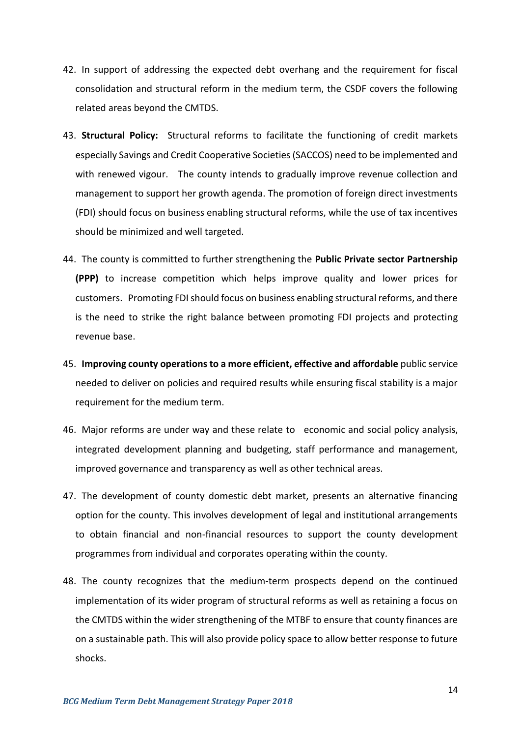42. In support of addressing the expected debt overhang and the requirement for fiscal consolidation and structural reform in the medium term, the CSDF covers the following related areas beyond the CMTDS.

43. **Structural Policy:** Structural reforms to facilitate the functioning of credit markets especially Savings and Credit Cooperative Societies (SACCOS) need to be implemented and with renewed vigour. The county intends to gradually improve revenue collection and management to support her growth agenda. The promotion of foreign direct investments (FDI) should focus on business enabling structural reforms, while the use of tax incentives should be minimized and well targeted.

44. The county is committed to further strengthening the **Public Private sector Partnership (PPP)** to increase competition which helps improve quality and lower prices for customers. Promoting FDI should focus on business enabling structural reforms, and there is the need to strike the right balance between promoting FDI projects and protecting revenue base.

45. **Improving county operations to a more efficient, effective and affordable** public service needed to deliver on policies and required results while ensuring fiscal stability is a major requirement for the medium term.

46. Major reforms are under way and these relate to economic and social policy analysis, integrated development planning and budgeting, staff performance and management, improved governance and transparency as well as other technical areas.

47. The development of county domestic debt market, presents an alternative financing option for the county. This involves development of legal and institutional arrangements to obtain financial and non-financial resources to support the county development programmes from individual and corporates operating within the county.

48. The county recognizes that the medium-term prospects depend on the continued implementation of its wider program of structural reforms as well as retaining a focus on the CMTDS within the wider strengthening of the MTBF to ensure that county finances are on a sustainable path. This will also provide policy space to allow better response to future shocks.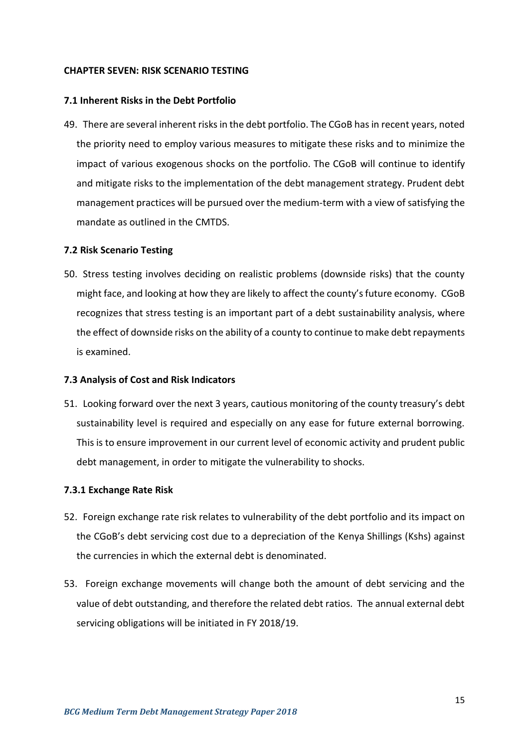**CHAPTER SEVEN: RISK SCENARIO TESTING**

**7.1 Inherent Risks in the Debt Portfolio**

49. There are several inherent risks in the debt portfolio. The CGoB has in recent years, noted the priority need to employ various measures to mitigate these risks and to minimize the impact of various exogenous shocks on the portfolio. The CGoB will continue to identify and mitigate risks to the implementation of the debt management strategy. Prudent debt management practices will be pursued over the medium-term with a view of satisfying the mandate as outlined in the CMTDS.

**7.2 Risk Scenario Testing**

50. Stress testing involves deciding on realistic problems (downside risks) that the county might face, and looking at how they are likely to affect the county's future economy. CGoB recognizes that stress testing is an important part of a debt sustainability analysis, where the effect of downside risks on the ability of a county to continue to make debt repayments is examined.

**7.3 Analysis of Cost and Risk Indicators**

51. Looking forward over the next 3 years, cautious monitoring of the county treasury's debt sustainability level is required and especially on any ease for future external borrowing. This is to ensure improvement in our current level of economic activity and prudent public debt management, in order to mitigate the vulnerability to shocks.

**7.3.1 Exchange Rate Risk**

52. Foreign exchange rate risk relates to vulnerability of the debt portfolio and its impact on the CGoB's debt servicing cost due to a depreciation of the Kenya Shillings (Kshs) against the currencies in which the external debt is denominated.

53. Foreign exchange movements will change both the amount of debt servicing and the value of debt outstanding, and therefore the related debt ratios. The annual external debt servicing obligations will be initiated in FY 2018/19.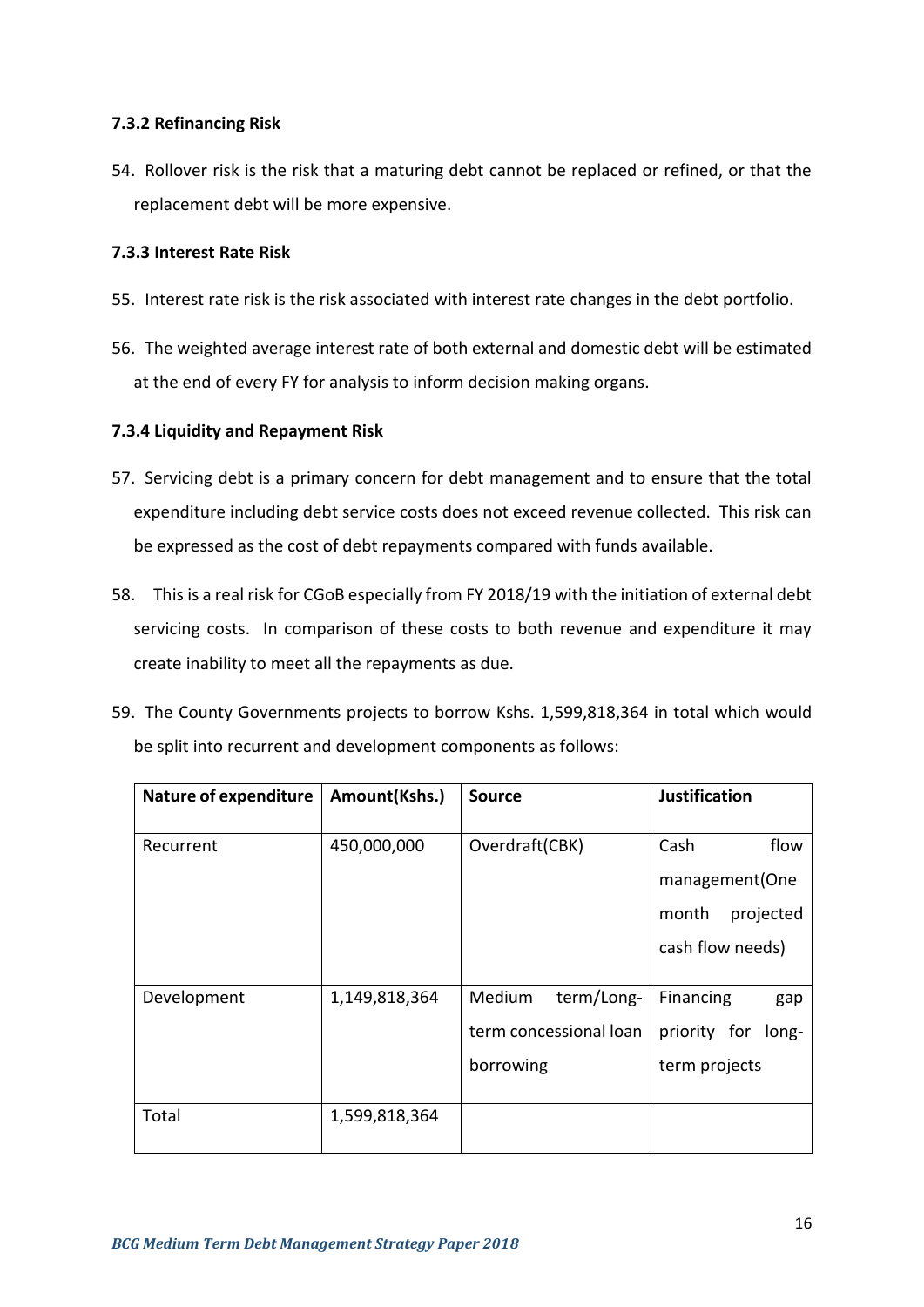#### 7.3.2 Refinancing Risk

54. Rollover risk is the risk that a maturing debt cannot be replaced or refined, or that the replacement debt will be more expensive.

#### 7.3.3 Interest Rate Risk

55. Interest rate risk is the risk associated with interest rate changes in the debt portfolio.

56. The weighted average interest rate of both external and domestic debt will be estimated at the end of every FY for analysis to inform decision making organs.

#### 7.3.4 Liquidity and Repayment Risk

57. Servicing debt is a primary concern for debt management and to ensure that the total expenditure including debt service costs does not exceed revenue collected. This risk can be expressed as the cost of debt repayments compared with funds available.

58. This is a real risk for CGoB especially from FY 2018/19 with the initiation of external debt servicing costs. In comparison of these costs to both revenue and expenditure it may create inability to meet all the repayments as due.

59. The County Governments projects to borrow Kshs. 1,599,818,364 in total which would be split into recurrent and development components as follows:

| Nature of expenditure | Amount(Kshs.) | Source | Justification |
|---|---|---|---|
| Recurrent | 450,000,000 | Overdraft(CBK) | Cash flow management(One month projected cash flow needs) |
| Development | 1,149,818,364 | Medium term/Long-term concessional loan borrowing | Financing gap priority for long-term projects |
| Total | 1,599,818,364 | | |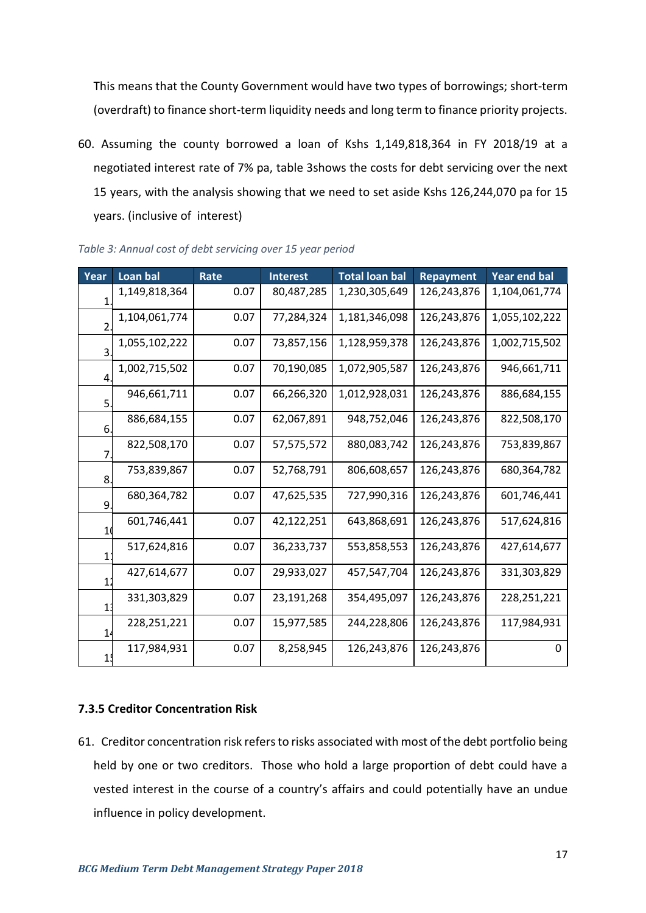This means that the County Government would have two types of borrowings; short-term (overdraft) to finance short-term liquidity needs and long term to finance priority projects.

60. Assuming the county borrowed a loan of Kshs 1,149,818,364 in FY 2018/19 at a negotiated interest rate of 7% pa, table 3shows the costs for debt servicing over the next 15 years, with the analysis showing that we need to set aside Kshs 126,244,070 pa for 15 years. (inclusive of interest)

*Table 3: Annual cost of debt servicing over 15 year period*

| Year | Loan bal | Rate | Interest | Total loan bal | Repayment | Year end bal |
|---|---|---|---|---|---|---|
| 1 | 1,149,818,364 | 0.07 | 80,487,285 | 1,230,305,649 | 126,243,876 | 1,104,061,774 |
| 2 | 1,104,061,774 | 0.07 | 77,284,324 | 1,181,346,098 | 126,243,876 | 1,055,102,222 |
| 3 | 1,055,102,222 | 0.07 | 73,857,156 | 1,128,959,378 | 126,243,876 | 1,002,715,502 |
| 4 | 1,002,715,502 | 0.07 | 70,190,085 | 1,072,905,587 | 126,243,876 | 946,661,711 |
| 5 | 946,661,711 | 0.07 | 66,266,320 | 1,012,928,031 | 126,243,876 | 886,684,155 |
| 6 | 886,684,155 | 0.07 | 62,067,891 | 948,752,046 | 126,243,876 | 822,508,170 |
| 7 | 822,508,170 | 0.07 | 57,575,572 | 880,083,742 | 126,243,876 | 753,839,867 |
| 8 | 753,839,867 | 0.07 | 52,768,791 | 806,608,657 | 126,243,876 | 680,364,782 |
| 9 | 680,364,782 | 0.07 | 47,625,535 | 727,990,316 | 126,243,876 | 601,746,441 |
| 10 | 601,746,441 | 0.07 | 42,122,251 | 643,868,691 | 126,243,876 | 517,624,816 |
| 11 | 517,624,816 | 0.07 | 36,233,737 | 553,858,553 | 126,243,876 | 427,614,677 |
| 12 | 427,614,677 | 0.07 | 29,933,027 | 457,547,704 | 126,243,876 | 331,303,829 |
| 13 | 331,303,829 | 0.07 | 23,191,268 | 354,495,097 | 126,243,876 | 228,251,221 |
| 14 | 228,251,221 | 0.07 | 15,977,585 | 244,228,806 | 126,243,876 | 117,984,931 |
| 15 | 117,984,931 | 0.07 | 8,258,945 | 126,243,876 | 126,243,876 | 0 |

### 7.3.5 Creditor Concentration Risk

61. Creditor concentration risk refers to risks associated with most of the debt portfolio being held by one or two creditors. Those who hold a large proportion of debt could have a vested interest in the course of a country's affairs and could potentially have an undue influence in policy development.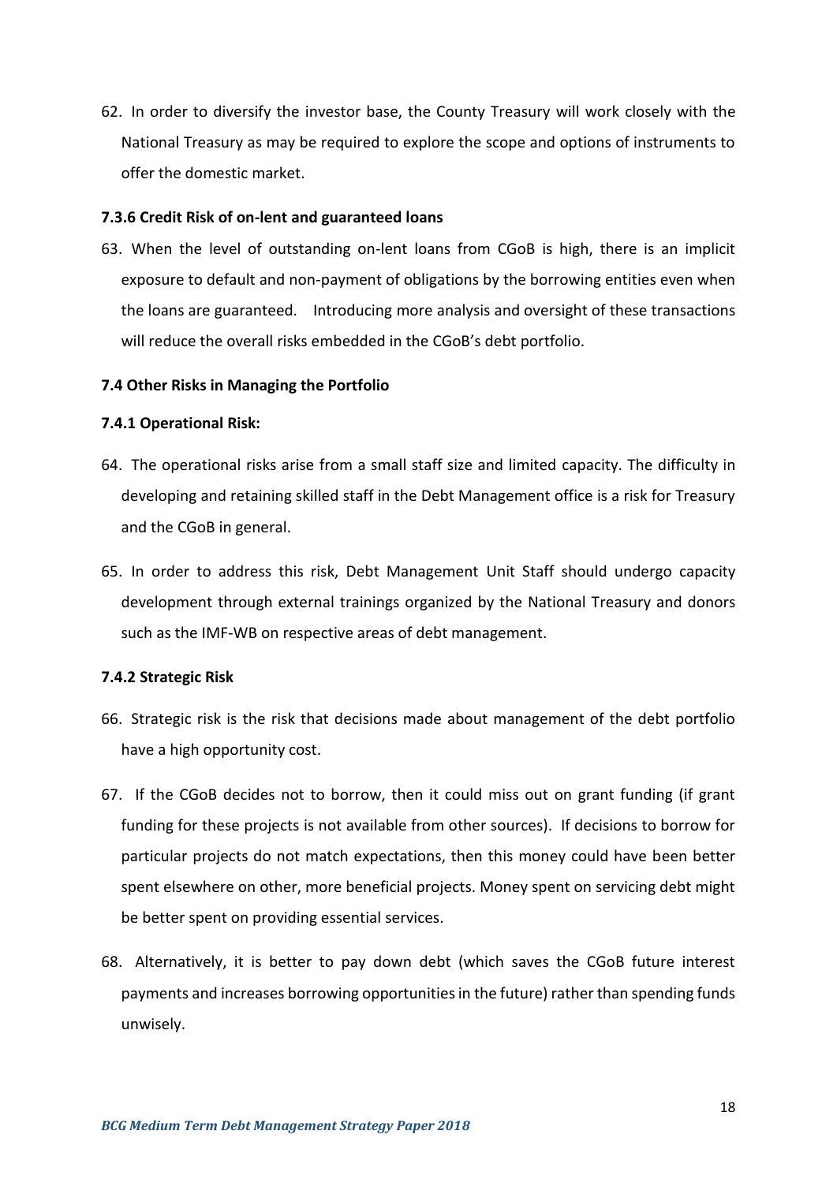62. In order to diversify the investor base, the County Treasury will work closely with the National Treasury as may be required to explore the scope and options of instruments to offer the domestic market.

#### 7.3.6 Credit Risk of on-lent and guaranteed loans

63. When the level of outstanding on-lent loans from CGoB is high, there is an implicit exposure to default and non-payment of obligations by the borrowing entities even when the loans are guaranteed. Introducing more analysis and oversight of these transactions will reduce the overall risks embedded in the CGoB's debt portfolio.

### 7.4 Other Risks in Managing the Portfolio

#### 7.4.1 Operational Risk:

64. The operational risks arise from a small staff size and limited capacity. The difficulty in developing and retaining skilled staff in the Debt Management office is a risk for Treasury and the CGoB in general.

65. In order to address this risk, Debt Management Unit Staff should undergo capacity development through external trainings organized by the National Treasury and donors such as the IMF-WB on respective areas of debt management.

#### 7.4.2 Strategic Risk

66. Strategic risk is the risk that decisions made about management of the debt portfolio have a high opportunity cost.

67. If the CGoB decides not to borrow, then it could miss out on grant funding (if grant funding for these projects is not available from other sources). If decisions to borrow for particular projects do not match expectations, then this money could have been better spent elsewhere on other, more beneficial projects. Money spent on servicing debt might be better spent on providing essential services.

68. Alternatively, it is better to pay down debt (which saves the CGoB future interest payments and increases borrowing opportunities in the future) rather than spending funds unwisely.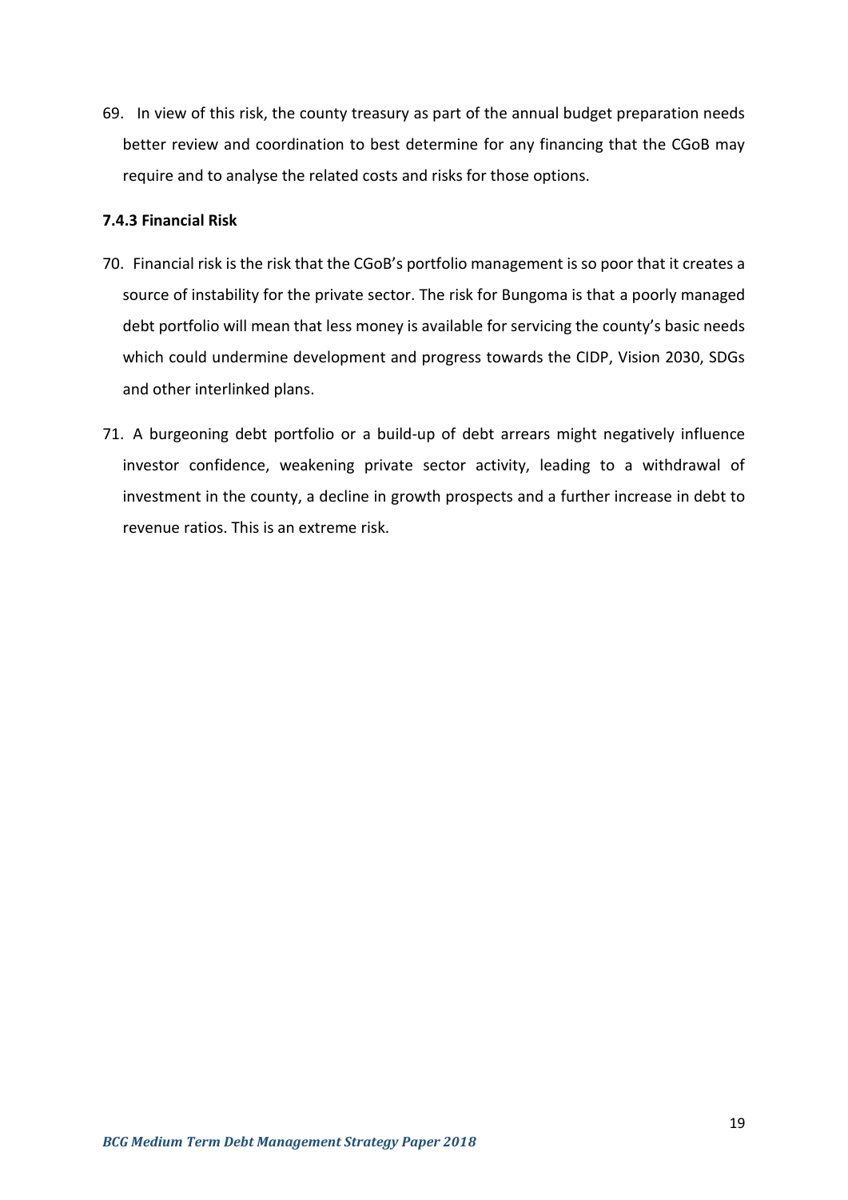69. In view of this risk, the county treasury as part of the annual budget preparation needs better review and coordination to best determine for any financing that the CGoB may require and to analyse the related costs and risks for those options.

### 7.4.3 Financial Risk

70. Financial risk is the risk that the CGoB's portfolio management is so poor that it creates a source of instability for the private sector. The risk for Bungoma is that a poorly managed debt portfolio will mean that less money is available for servicing the county's basic needs which could undermine development and progress towards the CIDP, Vision 2030, SDGs and other interlinked plans.

71. A burgeoning debt portfolio or a build-up of debt arrears might negatively influence investor confidence, weakening private sector activity, leading to a withdrawal of investment in the county, a decline in growth prospects and a further increase in debt to revenue ratios. This is an extreme risk.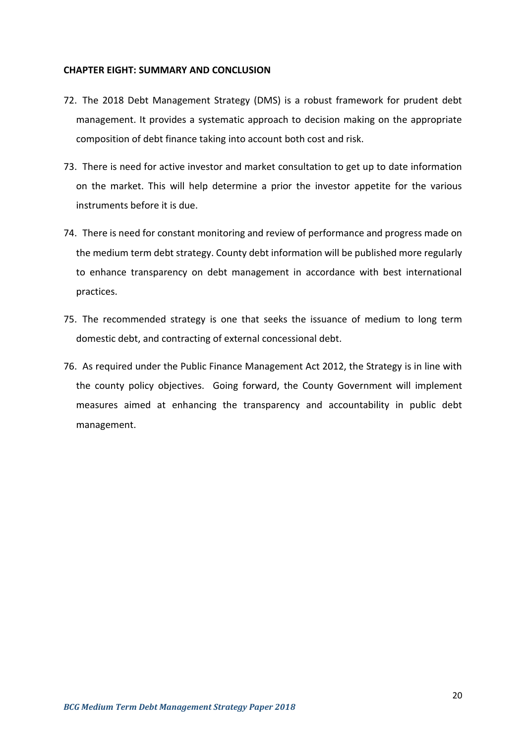**CHAPTER EIGHT: SUMMARY AND CONCLUSION**

72. The 2018 Debt Management Strategy (DMS) is a robust framework for prudent debt management. It provides a systematic approach to decision making on the appropriate composition of debt finance taking into account both cost and risk.

73. There is need for active investor and market consultation to get up to date information on the market. This will help determine a prior the investor appetite for the various instruments before it is due.

74. There is need for constant monitoring and review of performance and progress made on the medium term debt strategy. County debt information will be published more regularly to enhance transparency on debt management in accordance with best international practices.

75. The recommended strategy is one that seeks the issuance of medium to long term domestic debt, and contracting of external concessional debt.

76. As required under the Public Finance Management Act 2012, the Strategy is in line with the county policy objectives. Going forward, the County Government will implement measures aimed at enhancing the transparency and accountability in public debt management.